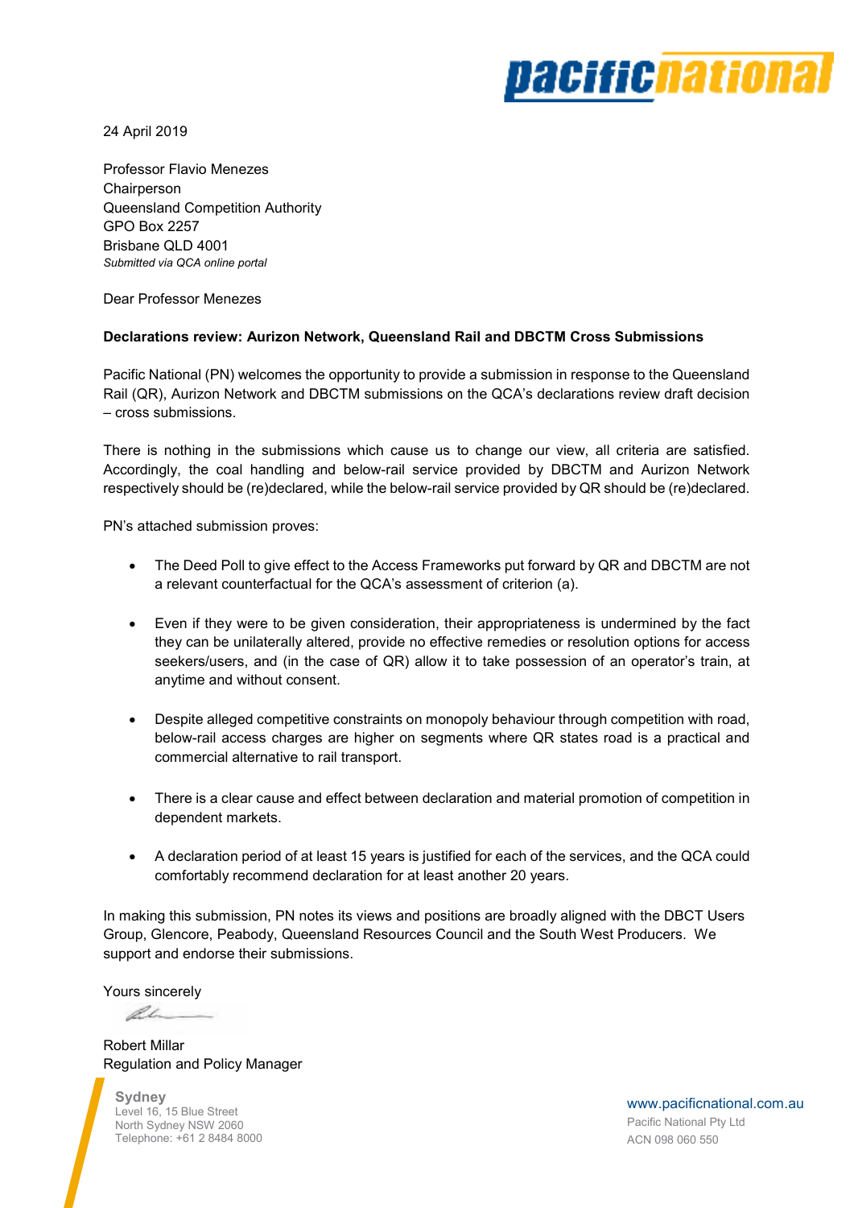24 April 2019

Professor Flavio Menezes
Chairperson
Queensland Competition Authority
GPO Box 2257
Brisbane QLD 4001
*Submitted via QCA online portal*

Dear Professor Menezes

**Declarations review: Aurizon Network, Queensland Rail and DBCTM Cross Submissions**

Pacific National (PN) welcomes the opportunity to provide a submission in response to the Queensland Rail (QR), Aurizon Network and DBCTM submissions on the QCA's declarations review draft decision – cross submissions.

There is nothing in the submissions which cause us to change our view, all criteria are satisfied. Accordingly, the coal handling and below-rail service provided by DBCTM and Aurizon Network respectively should be (re)declared, while the below-rail service provided by QR should be (re)declared.

PN's attached submission proves:

- The Deed Poll to give effect to the Access Frameworks put forward by QR and DBCTM are not a relevant counterfactual for the QCA's assessment of criterion (a).
- Even if they were to be given consideration, their appropriateness is undermined by the fact they can be unilaterally altered, provide no effective remedies or resolution options for access seekers/users, and (in the case of QR) allow it to take possession of an operator's train, at anytime and without consent.
- Despite alleged competitive constraints on monopoly behaviour through competition with road, below-rail access charges are higher on segments where QR states road is a practical and commercial alternative to rail transport.
- There is a clear cause and effect between declaration and material promotion of competition in dependent markets.
- A declaration period of at least 15 years is justified for each of the services, and the QCA could comfortably recommend declaration for at least another 20 years.

In making this submission, PN notes its views and positions are broadly aligned with the DBCT Users Group, Glencore, Peabody, Queensland Resources Council and the South West Producers. We support and endorse their submissions.

Yours sincerely

Robert Millar
Regulation and Policy Manager

**Sydney**
Level 16, 15 Blue Street
North Sydney NSW 2060
Telephone: +61 2 8484 8000

www.pacificnational.com.au
Pacific National Pty Ltd
ACN 098 060 550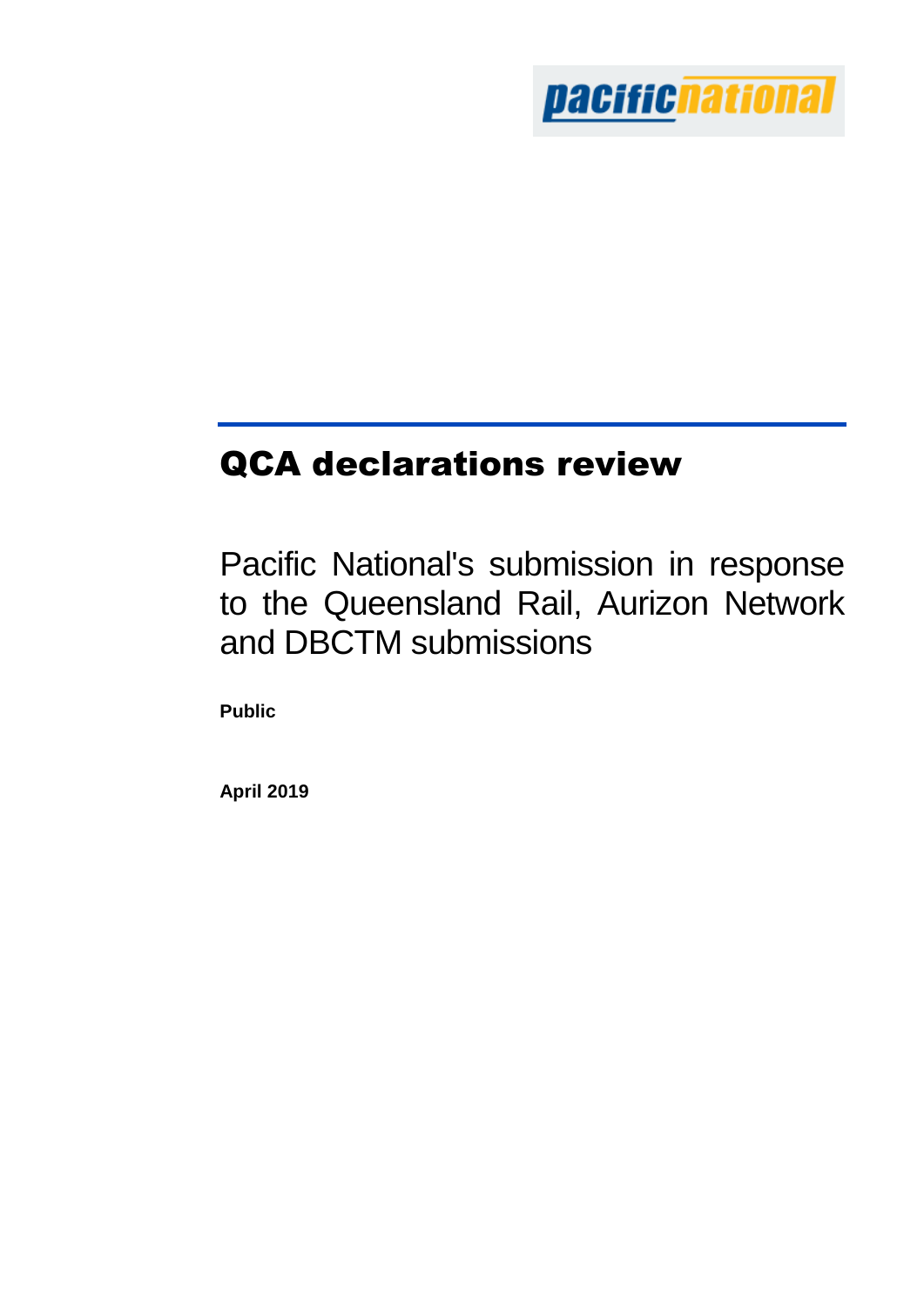# QCA declarations review

Pacific National's submission in response to the Queensland Rail, Aurizon Network and DBCTM submissions

**Public**

**April 2019**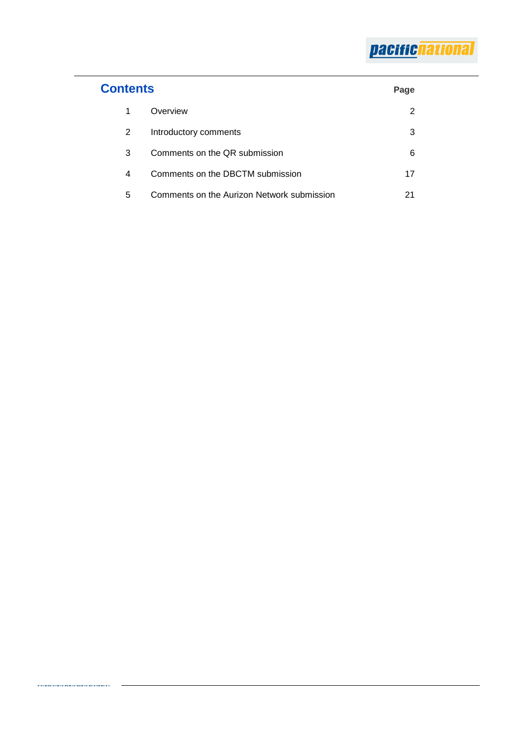# Contents

| | | Page |
|---|---|---|
| 1 | Overview | 2 |
| 2 | Introductory comments | 3 |
| 3 | Comments on the QR submission | 6 |
| 4 | Comments on the DBCTM submission | 17 |
| 5 | Comments on the Aurizon Network submission | 21 |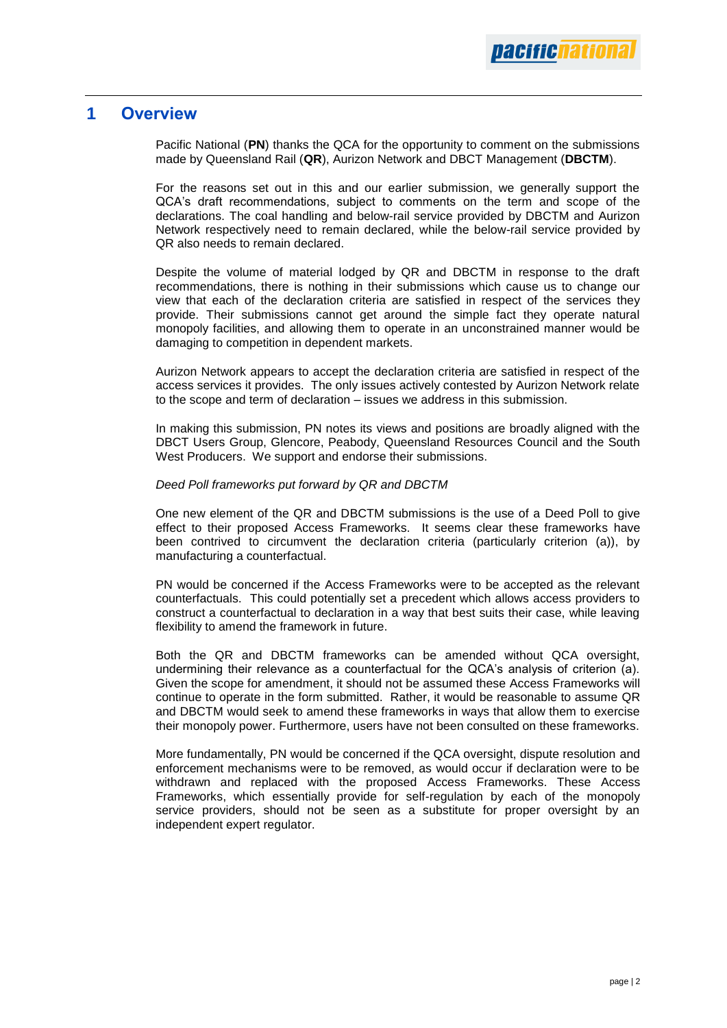# 1 Overview

Pacific National (**PN**) thanks the QCA for the opportunity to comment on the submissions made by Queensland Rail (**QR**), Aurizon Network and DBCT Management (**DBCTM**).

For the reasons set out in this and our earlier submission, we generally support the QCA's draft recommendations, subject to comments on the term and scope of the declarations. The coal handling and below-rail service provided by DBCTM and Aurizon Network respectively need to remain declared, while the below-rail service provided by QR also needs to remain declared.

Despite the volume of material lodged by QR and DBCTM in response to the draft recommendations, there is nothing in their submissions which cause us to change our view that each of the declaration criteria are satisfied in respect of the services they provide. Their submissions cannot get around the simple fact they operate natural monopoly facilities, and allowing them to operate in an unconstrained manner would be damaging to competition in dependent markets.

Aurizon Network appears to accept the declaration criteria are satisfied in respect of the access services it provides. The only issues actively contested by Aurizon Network relate to the scope and term of declaration – issues we address in this submission.

In making this submission, PN notes its views and positions are broadly aligned with the DBCT Users Group, Glencore, Peabody, Queensland Resources Council and the South West Producers. We support and endorse their submissions.

*Deed Poll frameworks put forward by QR and DBCTM*

One new element of the QR and DBCTM submissions is the use of a Deed Poll to give effect to their proposed Access Frameworks. It seems clear these frameworks have been contrived to circumvent the declaration criteria (particularly criterion (a)), by manufacturing a counterfactual.

PN would be concerned if the Access Frameworks were to be accepted as the relevant counterfactuals. This could potentially set a precedent which allows access providers to construct a counterfactual to declaration in a way that best suits their case, while leaving flexibility to amend the framework in future.

Both the QR and DBCTM frameworks can be amended without QCA oversight, undermining their relevance as a counterfactual for the QCA's analysis of criterion (a). Given the scope for amendment, it should not be assumed these Access Frameworks will continue to operate in the form submitted. Rather, it would be reasonable to assume QR and DBCTM would seek to amend these frameworks in ways that allow them to exercise their monopoly power. Furthermore, users have not been consulted on these frameworks.

More fundamentally, PN would be concerned if the QCA oversight, dispute resolution and enforcement mechanisms were to be removed, as would occur if declaration were to be withdrawn and replaced with the proposed Access Frameworks. These Access Frameworks, which essentially provide for self-regulation by each of the monopoly service providers, should not be seen as a substitute for proper oversight by an independent expert regulator.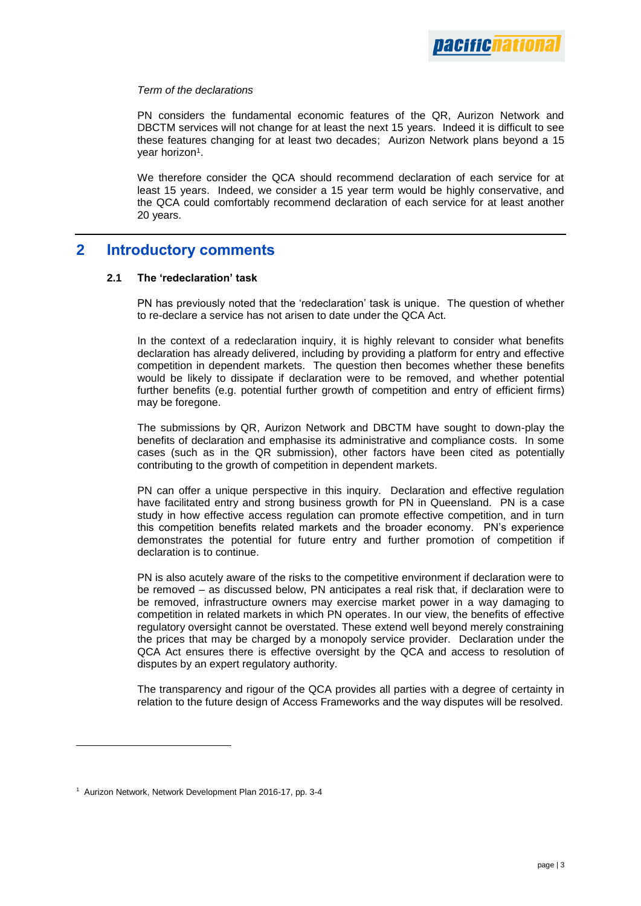*Term of the declarations*

PN considers the fundamental economic features of the QR, Aurizon Network and DBCTM services will not change for at least the next 15 years. Indeed it is difficult to see these features changing for at least two decades; Aurizon Network plans beyond a 15 year horizon[1].

We therefore consider the QCA should recommend declaration of each service for at least 15 years. Indeed, we consider a 15 year term would be highly conservative, and the QCA could comfortably recommend declaration of each service for at least another 20 years.

## 2 Introductory comments

### 2.1 The 'redeclaration' task

PN has previously noted that the 'redeclaration' task is unique. The question of whether to re-declare a service has not arisen to date under the QCA Act.

In the context of a redeclaration inquiry, it is highly relevant to consider what benefits declaration has already delivered, including by providing a platform for entry and effective competition in dependent markets. The question then becomes whether these benefits would be likely to dissipate if declaration were to be removed, and whether potential further benefits (e.g. potential further growth of competition and entry of efficient firms) may be foregone.

The submissions by QR, Aurizon Network and DBCTM have sought to down-play the benefits of declaration and emphasise its administrative and compliance costs. In some cases (such as in the QR submission), other factors have been cited as potentially contributing to the growth of competition in dependent markets.

PN can offer a unique perspective in this inquiry. Declaration and effective regulation have facilitated entry and strong business growth for PN in Queensland. PN is a case study in how effective access regulation can promote effective competition, and in turn this competition benefits related markets and the broader economy. PN's experience demonstrates the potential for future entry and further promotion of competition if declaration is to continue.

PN is also acutely aware of the risks to the competitive environment if declaration were to be removed – as discussed below, PN anticipates a real risk that, if declaration were to be removed, infrastructure owners may exercise market power in a way damaging to competition in related markets in which PN operates. In our view, the benefits of effective regulatory oversight cannot be overstated. These extend well beyond merely constraining the prices that may be charged by a monopoly service provider. Declaration under the QCA Act ensures there is effective oversight by the QCA and access to resolution of disputes by an expert regulatory authority.

The transparency and rigour of the QCA provides all parties with a degree of certainty in relation to the future design of Access Frameworks and the way disputes will be resolved.

[1] Aurizon Network, Network Development Plan 2016-17, pp. 3-4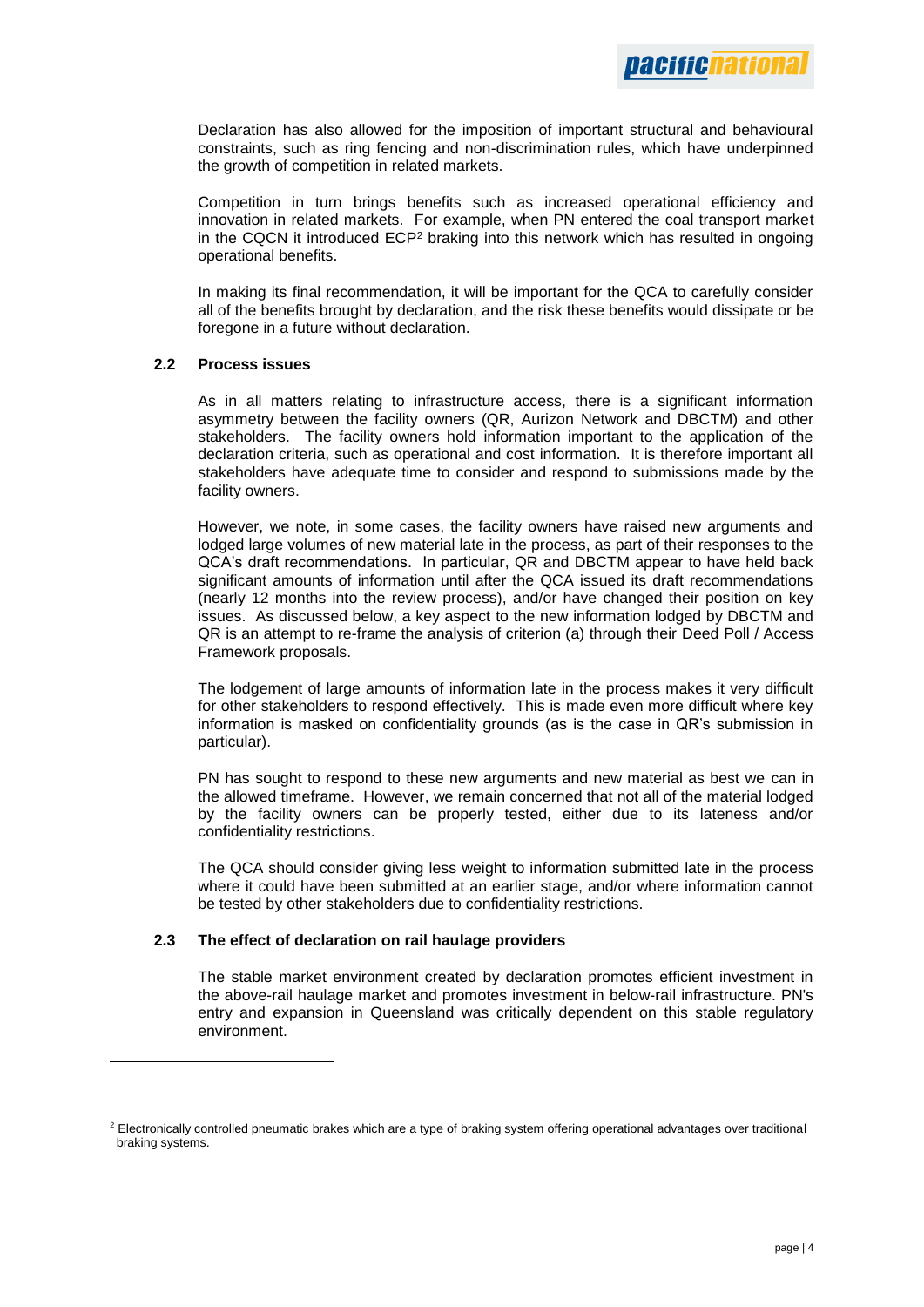Declaration has also allowed for the imposition of important structural and behavioural constraints, such as ring fencing and non-discrimination rules, which have underpinned the growth of competition in related markets.

Competition in turn brings benefits such as increased operational efficiency and innovation in related markets. For example, when PN entered the coal transport market in the CQCN it introduced ECP[2] braking into this network which has resulted in ongoing operational benefits.

In making its final recommendation, it will be important for the QCA to carefully consider all of the benefits brought by declaration, and the risk these benefits would dissipate or be foregone in a future without declaration.

### 2.2 Process issues

As in all matters relating to infrastructure access, there is a significant information asymmetry between the facility owners (QR, Aurizon Network and DBCTM) and other stakeholders. The facility owners hold information important to the application of the declaration criteria, such as operational and cost information. It is therefore important all stakeholders have adequate time to consider and respond to submissions made by the facility owners.

However, we note, in some cases, the facility owners have raised new arguments and lodged large volumes of new material late in the process, as part of their responses to the QCA's draft recommendations. In particular, QR and DBCTM appear to have held back significant amounts of information until after the QCA issued its draft recommendations (nearly 12 months into the review process), and/or have changed their position on key issues. As discussed below, a key aspect to the new information lodged by DBCTM and QR is an attempt to re-frame the analysis of criterion (a) through their Deed Poll / Access Framework proposals.

The lodgement of large amounts of information late in the process makes it very difficult for other stakeholders to respond effectively. This is made even more difficult where key information is masked on confidentiality grounds (as is the case in QR's submission in particular).

PN has sought to respond to these new arguments and new material as best we can in the allowed timeframe. However, we remain concerned that not all of the material lodged by the facility owners can be properly tested, either due to its lateness and/or confidentiality restrictions.

The QCA should consider giving less weight to information submitted late in the process where it could have been submitted at an earlier stage, and/or where information cannot be tested by other stakeholders due to confidentiality restrictions.

### 2.3 The effect of declaration on rail haulage providers

The stable market environment created by declaration promotes efficient investment in the above-rail haulage market and promotes investment in below-rail infrastructure. PN's entry and expansion in Queensland was critically dependent on this stable regulatory environment.

---

[2] Electronically controlled pneumatic brakes which are a type of braking system offering operational advantages over traditional braking systems.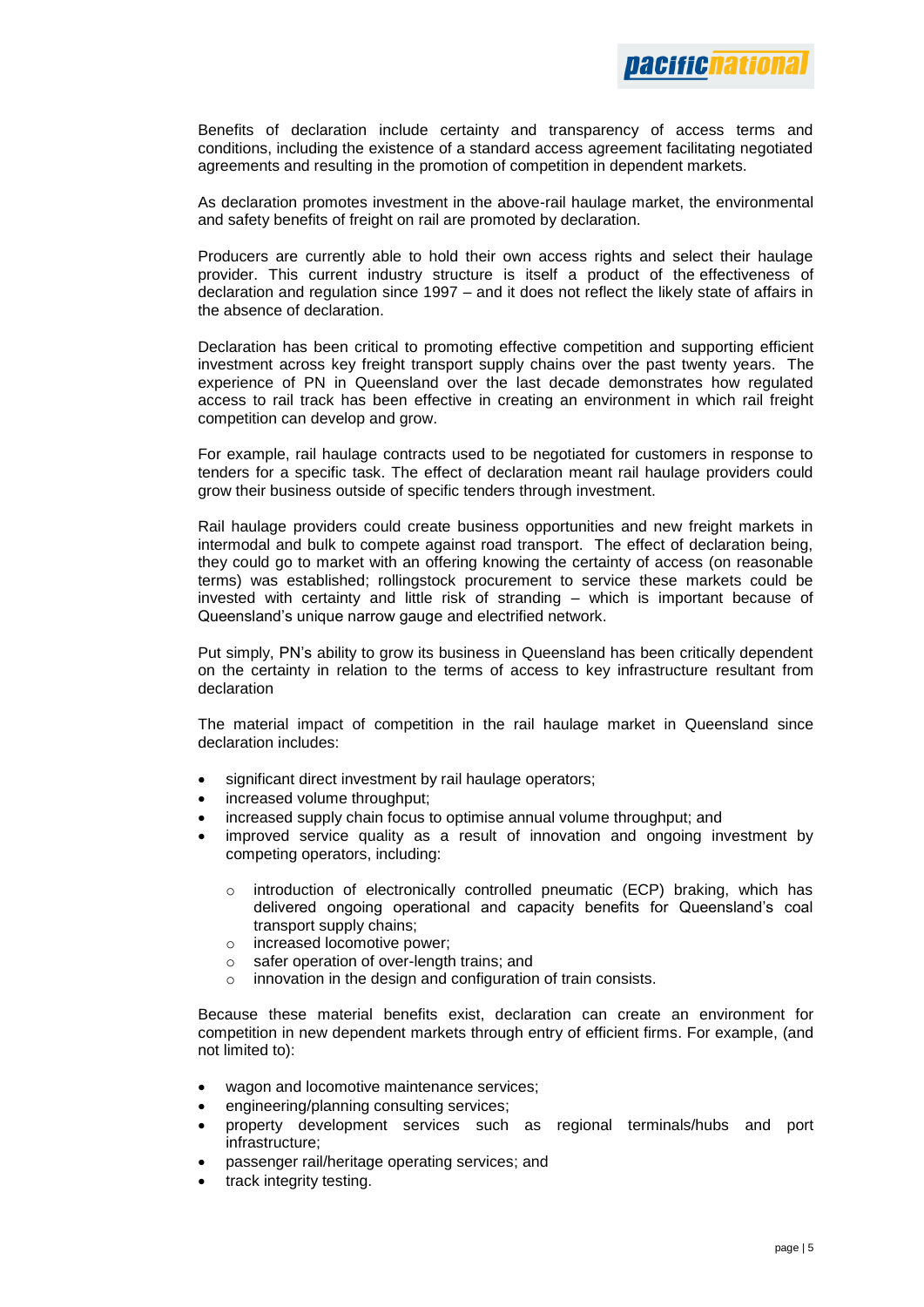Benefits of declaration include certainty and transparency of access terms and conditions, including the existence of a standard access agreement facilitating negotiated agreements and resulting in the promotion of competition in dependent markets.

As declaration promotes investment in the above-rail haulage market, the environmental and safety benefits of freight on rail are promoted by declaration.

Producers are currently able to hold their own access rights and select their haulage provider. This current industry structure is itself a product of the effectiveness of declaration and regulation since 1997 – and it does not reflect the likely state of affairs in the absence of declaration.

Declaration has been critical to promoting effective competition and supporting efficient investment across key freight transport supply chains over the past twenty years. The experience of PN in Queensland over the last decade demonstrates how regulated access to rail track has been effective in creating an environment in which rail freight competition can develop and grow.

For example, rail haulage contracts used to be negotiated for customers in response to tenders for a specific task. The effect of declaration meant rail haulage providers could grow their business outside of specific tenders through investment.

Rail haulage providers could create business opportunities and new freight markets in intermodal and bulk to compete against road transport. The effect of declaration being, they could go to market with an offering knowing the certainty of access (on reasonable terms) was established; rollingstock procurement to service these markets could be invested with certainty and little risk of stranding – which is important because of Queensland's unique narrow gauge and electrified network.

Put simply, PN's ability to grow its business in Queensland has been critically dependent on the certainty in relation to the terms of access to key infrastructure resultant from declaration

The material impact of competition in the rail haulage market in Queensland since declaration includes:

- significant direct investment by rail haulage operators;
- increased volume throughput;
- increased supply chain focus to optimise annual volume throughput; and
- improved service quality as a result of innovation and ongoing investment by competing operators, including:
  - introduction of electronically controlled pneumatic (ECP) braking, which has delivered ongoing operational and capacity benefits for Queensland's coal transport supply chains;
  - increased locomotive power;
  - safer operation of over-length trains; and
  - innovation in the design and configuration of train consists.

Because these material benefits exist, declaration can create an environment for competition in new dependent markets through entry of efficient firms. For example, (and not limited to):

- wagon and locomotive maintenance services;
- engineering/planning consulting services;
- property development services such as regional terminals/hubs and port infrastructure;
- passenger rail/heritage operating services; and
- track integrity testing.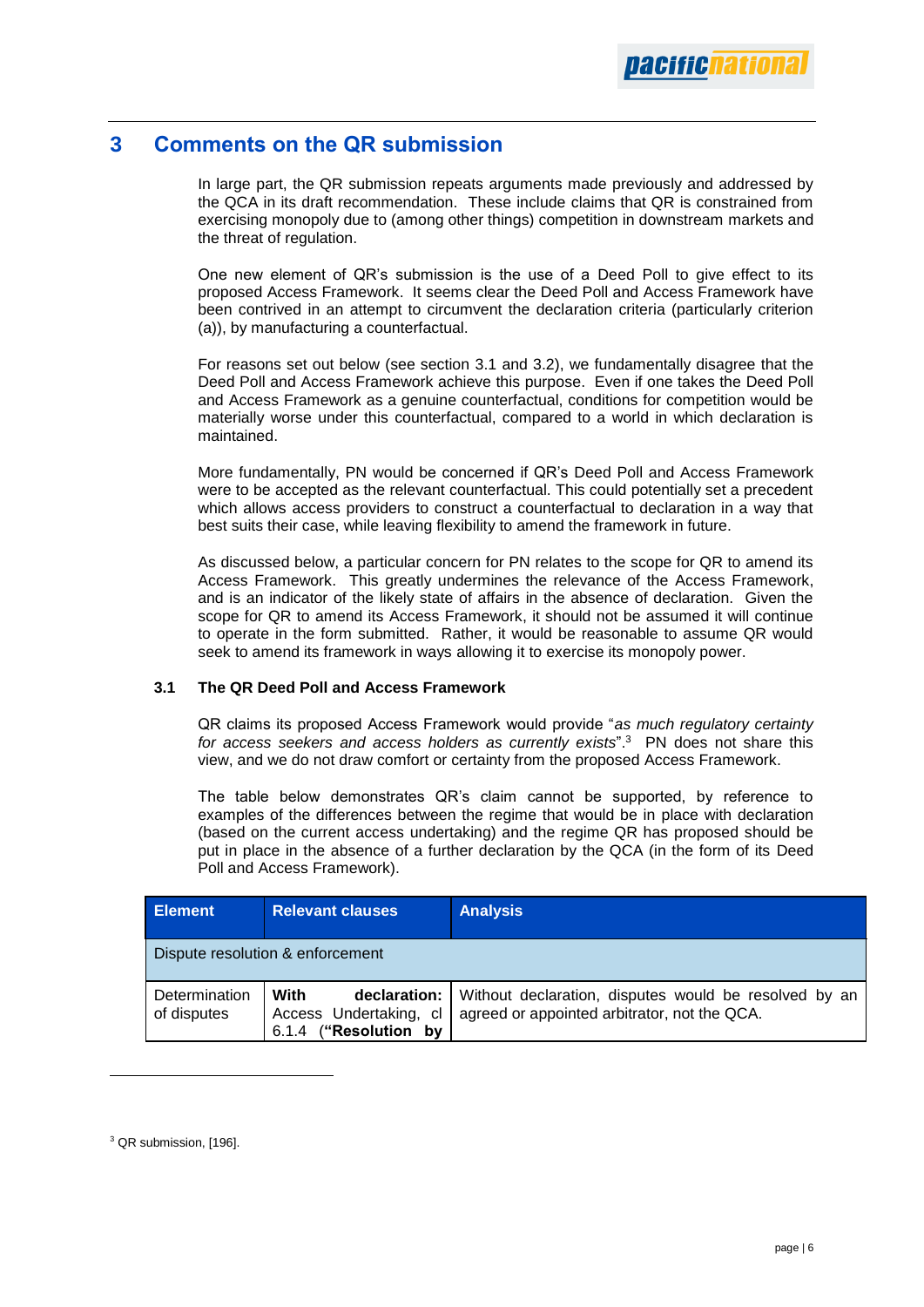# 3 Comments on the QR submission

In large part, the QR submission repeats arguments made previously and addressed by the QCA in its draft recommendation. These include claims that QR is constrained from exercising monopoly due to (among other things) competition in downstream markets and the threat of regulation.

One new element of QR's submission is the use of a Deed Poll to give effect to its proposed Access Framework. It seems clear the Deed Poll and Access Framework have been contrived in an attempt to circumvent the declaration criteria (particularly criterion (a)), by manufacturing a counterfactual.

For reasons set out below (see section 3.1 and 3.2), we fundamentally disagree that the Deed Poll and Access Framework achieve this purpose. Even if one takes the Deed Poll and Access Framework as a genuine counterfactual, conditions for competition would be materially worse under this counterfactual, compared to a world in which declaration is maintained.

More fundamentally, PN would be concerned if QR's Deed Poll and Access Framework were to be accepted as the relevant counterfactual. This could potentially set a precedent which allows access providers to construct a counterfactual to declaration in a way that best suits their case, while leaving flexibility to amend the framework in future.

As discussed below, a particular concern for PN relates to the scope for QR to amend its Access Framework. This greatly undermines the relevance of the Access Framework, and is an indicator of the likely state of affairs in the absence of declaration. Given the scope for QR to amend its Access Framework, it should not be assumed it will continue to operate in the form submitted. Rather, it would be reasonable to assume QR would seek to amend its framework in ways allowing it to exercise its monopoly power.

## 3.1 The QR Deed Poll and Access Framework

QR claims its proposed Access Framework would provide "*as much regulatory certainty for access seekers and access holders as currently exists*".[3] PN does not share this view, and we do not draw comfort or certainty from the proposed Access Framework.

The table below demonstrates QR's claim cannot be supported, by reference to examples of the differences between the regime that would be in place with declaration (based on the current access undertaking) and the regime QR has proposed should be put in place in the absence of a further declaration by the QCA (in the form of its Deed Poll and Access Framework).

| Element | Relevant clauses | Analysis |
|---|---|---|
| Dispute resolution & enforcement | | |
| Determination of disputes | **With declaration:** Access Undertaking, cl 6.1.4 (**"Resolution by** | Without declaration, disputes would be resolved by an agreed or appointed arbitrator, not the QCA. |

[3] QR submission, [196].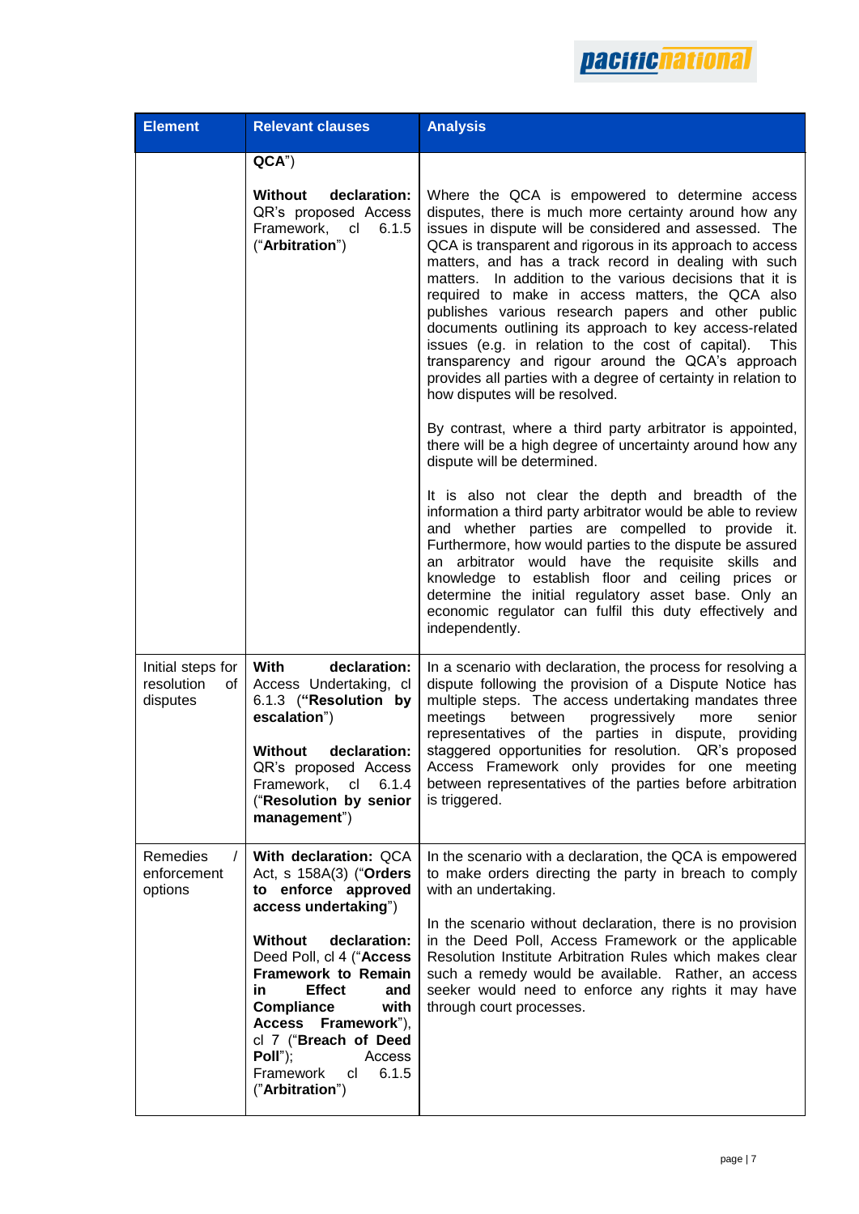| Element | Relevant clauses | Analysis |
|---|---|---|
| | QCA")<br><br>**Without declaration:** QR's proposed Access Framework, cl 6.1.5 ("**Arbitration**") | Where the QCA is empowered to determine access disputes, there is much more certainty around how any issues in dispute will be considered and assessed. The QCA is transparent and rigorous in its approach to access matters, and has a track record in dealing with such matters. In addition to the various decisions that it is required to make in access matters, the QCA also publishes various research papers and other public documents outlining its approach to key access-related issues (e.g. in relation to the cost of capital). This transparency and rigour around the QCA's approach provides all parties with a degree of certainty in relation to how disputes will be resolved.<br><br>By contrast, where a third party arbitrator is appointed, there will be a high degree of uncertainty around how any dispute will be determined.<br><br>It is also not clear the depth and breadth of the information a third party arbitrator would be able to review and whether parties are compelled to provide it. Furthermore, how would parties to the dispute be assured an arbitrator would have the requisite skills and knowledge to establish floor and ceiling prices or determine the initial regulatory asset base. Only an economic regulator can fulfil this duty effectively and independently. |
| Initial steps for resolution of disputes | **With declaration:** Access Undertaking, cl 6.1.3 (**"Resolution by escalation**")<br><br>**Without declaration:** QR's proposed Access Framework, cl 6.1.4 ("**Resolution by senior management**") | In a scenario with declaration, the process for resolving a dispute following the provision of a Dispute Notice has multiple steps. The access undertaking mandates three meetings between progressively more senior representatives of the parties in dispute, providing staggered opportunities for resolution. QR's proposed Access Framework only provides for one meeting between representatives of the parties before arbitration is triggered. |
| Remedies / enforcement options | **With declaration:** QCA Act, s 158A(3) ("**Orders to enforce approved access undertaking**")<br><br>**Without declaration:** Deed Poll, cl 4 ("**Access Framework to Remain in Effect and Compliance with Access Framework**"), cl 7 ("**Breach of Deed Poll**"); Access Framework cl 6.1.5 ("**Arbitration**") | In the scenario with a declaration, the QCA is empowered to make orders directing the party in breach to comply with an undertaking.<br><br>In the scenario without declaration, there is no provision in the Deed Poll, Access Framework or the applicable Resolution Institute Arbitration Rules which makes clear such a remedy would be available. Rather, an access seeker would need to enforce any rights it may have through court processes. |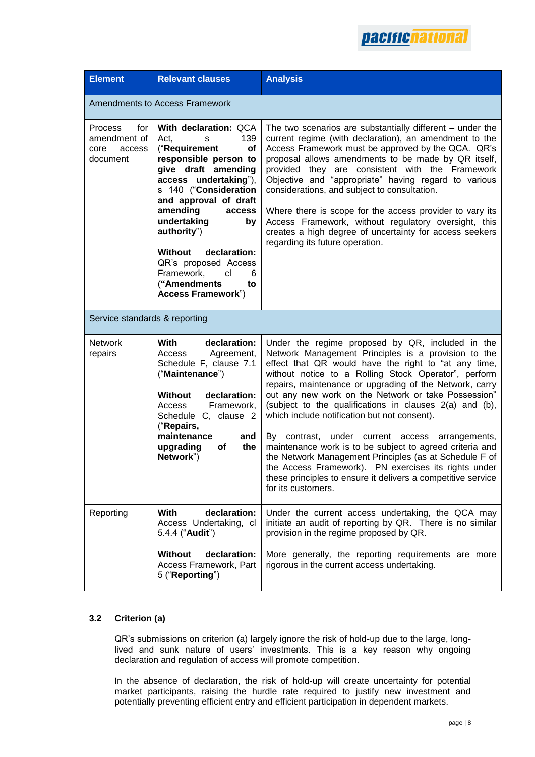| Element | Relevant clauses | Analysis |
|---|---|---|
| Amendments to Access Framework | | |
| Process for amendment of core access document | **With declaration:** QCA Act, s 139 ("**Requirement of responsible person to give draft amending access undertaking**"), s 140 ("**Consideration and approval of draft amending access undertaking by authority**")<br><br>**Without declaration:** QR's proposed Access Framework, cl 6 ("**Amendments to Access Framework**") | The two scenarios are substantially different – under the current regime (with declaration), an amendment to the Access Framework must be approved by the QCA. QR's proposal allows amendments to be made by QR itself, provided they are consistent with the Framework Objective and "appropriate" having regard to various considerations, and subject to consultation.<br><br>Where there is scope for the access provider to vary its Access Framework, without regulatory oversight, this creates a high degree of uncertainty for access seekers regarding its future operation. |
| Service standards & reporting | | |
| Network repairs | **With declaration:** Access Agreement, Schedule F, clause 7.1 ("**Maintenance**")<br><br>**Without declaration:** Access Framework, Schedule C, clause 2 ("**Repairs, maintenance and upgrading of the Network**") | Under the regime proposed by QR, included in the Network Management Principles is a provision to the effect that QR would have the right to "at any time, without notice to a Rolling Stock Operator", perform repairs, maintenance or upgrading of the Network, carry out any new work on the Network or take Possession" (subject to the qualifications in clauses 2(a) and (b), which include notification but not consent).<br><br>By contrast, under current access arrangements, maintenance work is to be subject to agreed criteria and the Network Management Principles (as at Schedule F of the Access Framework). PN exercises its rights under these principles to ensure it delivers a competitive service for its customers. |
| Reporting | **With declaration:** Access Undertaking, cl 5.4.4 ("**Audit**")<br><br>**Without declaration:** Access Framework, Part 5 ("**Reporting**") | Under the current access undertaking, the QCA may initiate an audit of reporting by QR. There is no similar provision in the regime proposed by QR.<br><br>More generally, the reporting requirements are more rigorous in the current access undertaking. |

### 3.2 Criterion (a)

QR's submissions on criterion (a) largely ignore the risk of hold-up due to the large, long-lived and sunk nature of users' investments. This is a key reason why ongoing declaration and regulation of access will promote competition.

In the absence of declaration, the risk of hold-up will create uncertainty for potential market participants, raising the hurdle rate required to justify new investment and potentially preventing efficient entry and efficient participation in dependent markets.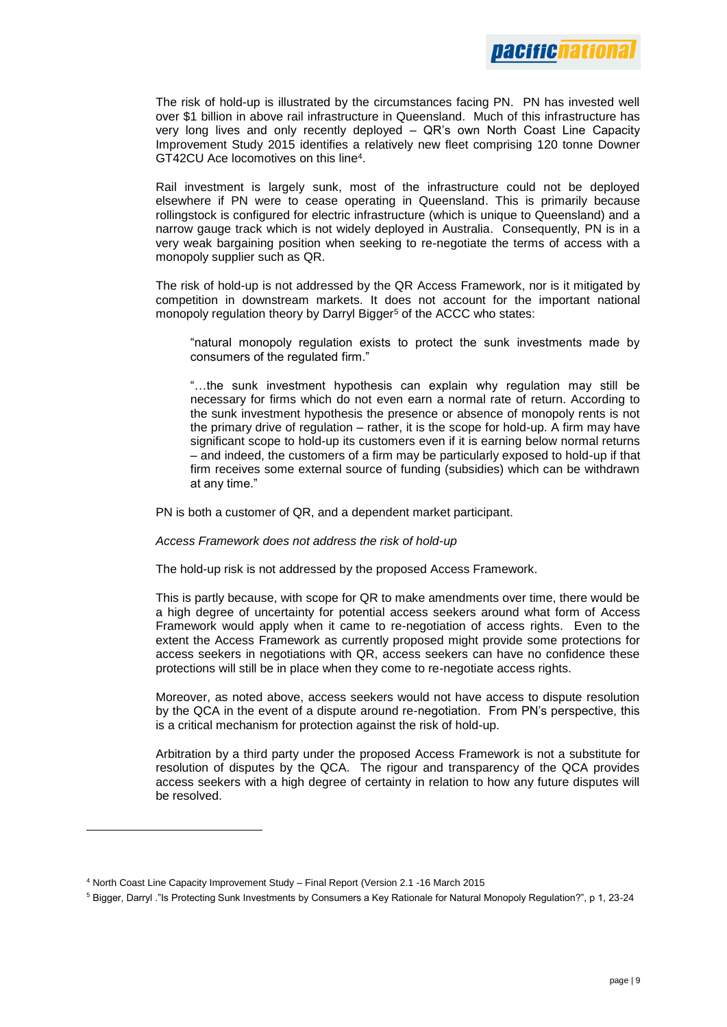The risk of hold-up is illustrated by the circumstances facing PN. PN has invested well over $1 billion in above rail infrastructure in Queensland. Much of this infrastructure has very long lives and only recently deployed – QR's own North Coast Line Capacity Improvement Study 2015 identifies a relatively new fleet comprising 120 tonne Downer GT42CU Ace locomotives on this line[4].

Rail investment is largely sunk, most of the infrastructure could not be deployed elsewhere if PN were to cease operating in Queensland. This is primarily because rollingstock is configured for electric infrastructure (which is unique to Queensland) and a narrow gauge track which is not widely deployed in Australia. Consequently, PN is in a very weak bargaining position when seeking to re-negotiate the terms of access with a monopoly supplier such as QR.

The risk of hold-up is not addressed by the QR Access Framework, nor is it mitigated by competition in downstream markets. It does not account for the important national monopoly regulation theory by Darryl Bigger[5] of the ACCC who states:

> "natural monopoly regulation exists to protect the sunk investments made by consumers of the regulated firm."
>
> "…the sunk investment hypothesis can explain why regulation may still be necessary for firms which do not even earn a normal rate of return. According to the sunk investment hypothesis the presence or absence of monopoly rents is not the primary drive of regulation – rather, it is the scope for hold-up. A firm may have significant scope to hold-up its customers even if it is earning below normal returns – and indeed, the customers of a firm may be particularly exposed to hold-up if that firm receives some external source of funding (subsidies) which can be withdrawn at any time."

PN is both a customer of QR, and a dependent market participant.

*Access Framework does not address the risk of hold-up*

The hold-up risk is not addressed by the proposed Access Framework.

This is partly because, with scope for QR to make amendments over time, there would be a high degree of uncertainty for potential access seekers around what form of Access Framework would apply when it came to re-negotiation of access rights. Even to the extent the Access Framework as currently proposed might provide some protections for access seekers in negotiations with QR, access seekers can have no confidence these protections will still be in place when they come to re-negotiate access rights.

Moreover, as noted above, access seekers would not have access to dispute resolution by the QCA in the event of a dispute around re-negotiation. From PN's perspective, this is a critical mechanism for protection against the risk of hold-up.

Arbitration by a third party under the proposed Access Framework is not a substitute for resolution of disputes by the QCA. The rigour and transparency of the QCA provides access seekers with a high degree of certainty in relation to how any future disputes will be resolved.

---

[4] North Coast Line Capacity Improvement Study – Final Report (Version 2.1 -16 March 2015

[5] Bigger, Darryl ."Is Protecting Sunk Investments by Consumers a Key Rationale for Natural Monopoly Regulation?", p 1, 23-24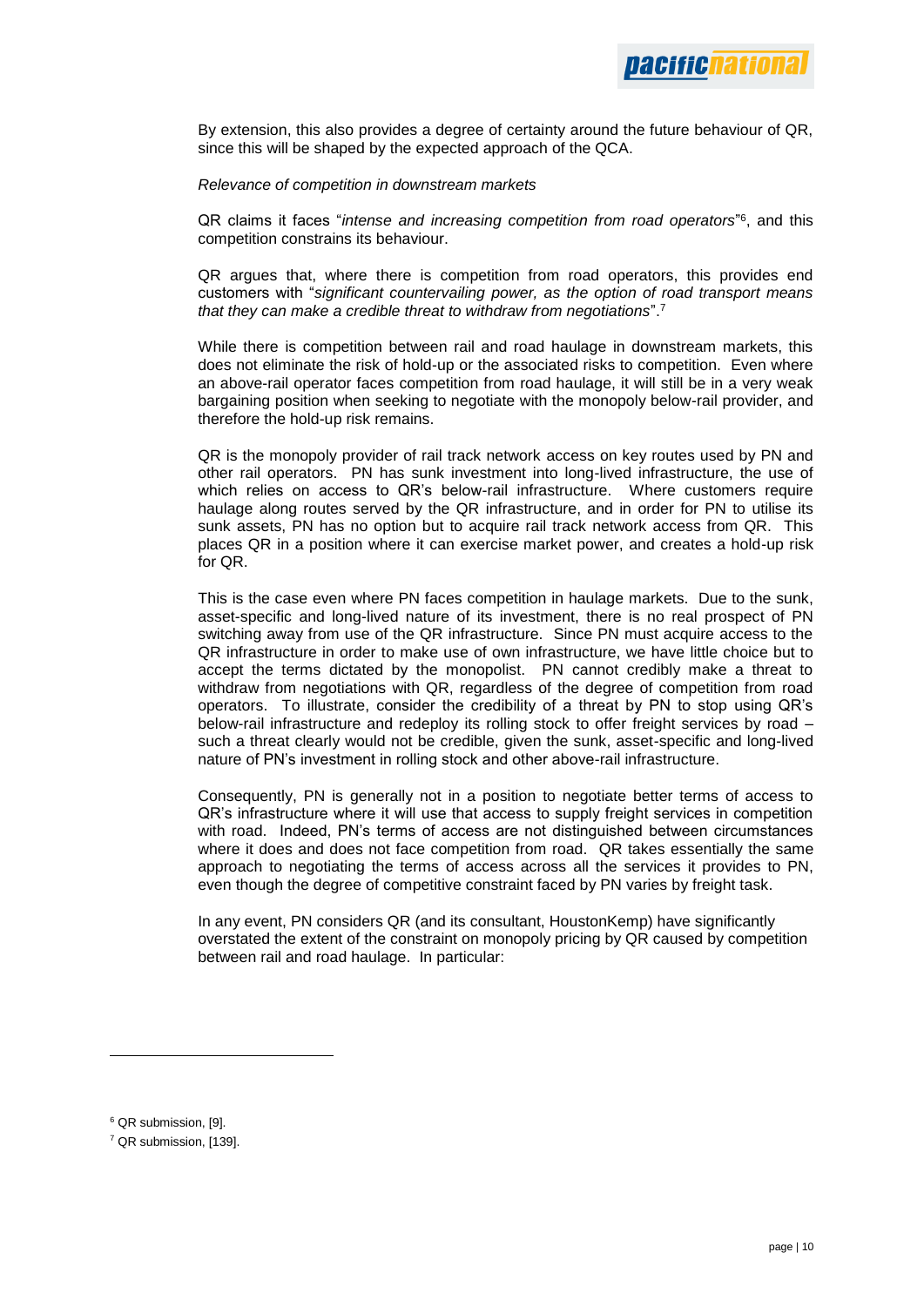By extension, this also provides a degree of certainty around the future behaviour of QR, since this will be shaped by the expected approach of the QCA.

*Relevance of competition in downstream markets*

QR claims it faces "*intense and increasing competition from road operators*"[6], and this competition constrains its behaviour.

QR argues that, where there is competition from road operators, this provides end customers with "*significant countervailing power, as the option of road transport means that they can make a credible threat to withdraw from negotiations*".[7]

While there is competition between rail and road haulage in downstream markets, this does not eliminate the risk of hold-up or the associated risks to competition. Even where an above-rail operator faces competition from road haulage, it will still be in a very weak bargaining position when seeking to negotiate with the monopoly below-rail provider, and therefore the hold-up risk remains.

QR is the monopoly provider of rail track network access on key routes used by PN and other rail operators. PN has sunk investment into long-lived infrastructure, the use of which relies on access to QR's below-rail infrastructure. Where customers require haulage along routes served by the QR infrastructure, and in order for PN to utilise its sunk assets, PN has no option but to acquire rail track network access from QR. This places QR in a position where it can exercise market power, and creates a hold-up risk for QR.

This is the case even where PN faces competition in haulage markets. Due to the sunk, asset-specific and long-lived nature of its investment, there is no real prospect of PN switching away from use of the QR infrastructure. Since PN must acquire access to the QR infrastructure in order to make use of own infrastructure, we have little choice but to accept the terms dictated by the monopolist. PN cannot credibly make a threat to withdraw from negotiations with QR, regardless of the degree of competition from road operators. To illustrate, consider the credibility of a threat by PN to stop using QR's below-rail infrastructure and redeploy its rolling stock to offer freight services by road – such a threat clearly would not be credible, given the sunk, asset-specific and long-lived nature of PN's investment in rolling stock and other above-rail infrastructure.

Consequently, PN is generally not in a position to negotiate better terms of access to QR's infrastructure where it will use that access to supply freight services in competition with road. Indeed, PN's terms of access are not distinguished between circumstances where it does and does not face competition from road. QR takes essentially the same approach to negotiating the terms of access across all the services it provides to PN, even though the degree of competitive constraint faced by PN varies by freight task.

In any event, PN considers QR (and its consultant, HoustonKemp) have significantly overstated the extent of the constraint on monopoly pricing by QR caused by competition between rail and road haulage. In particular:

---

[6] QR submission, [9].

[7] QR submission, [139].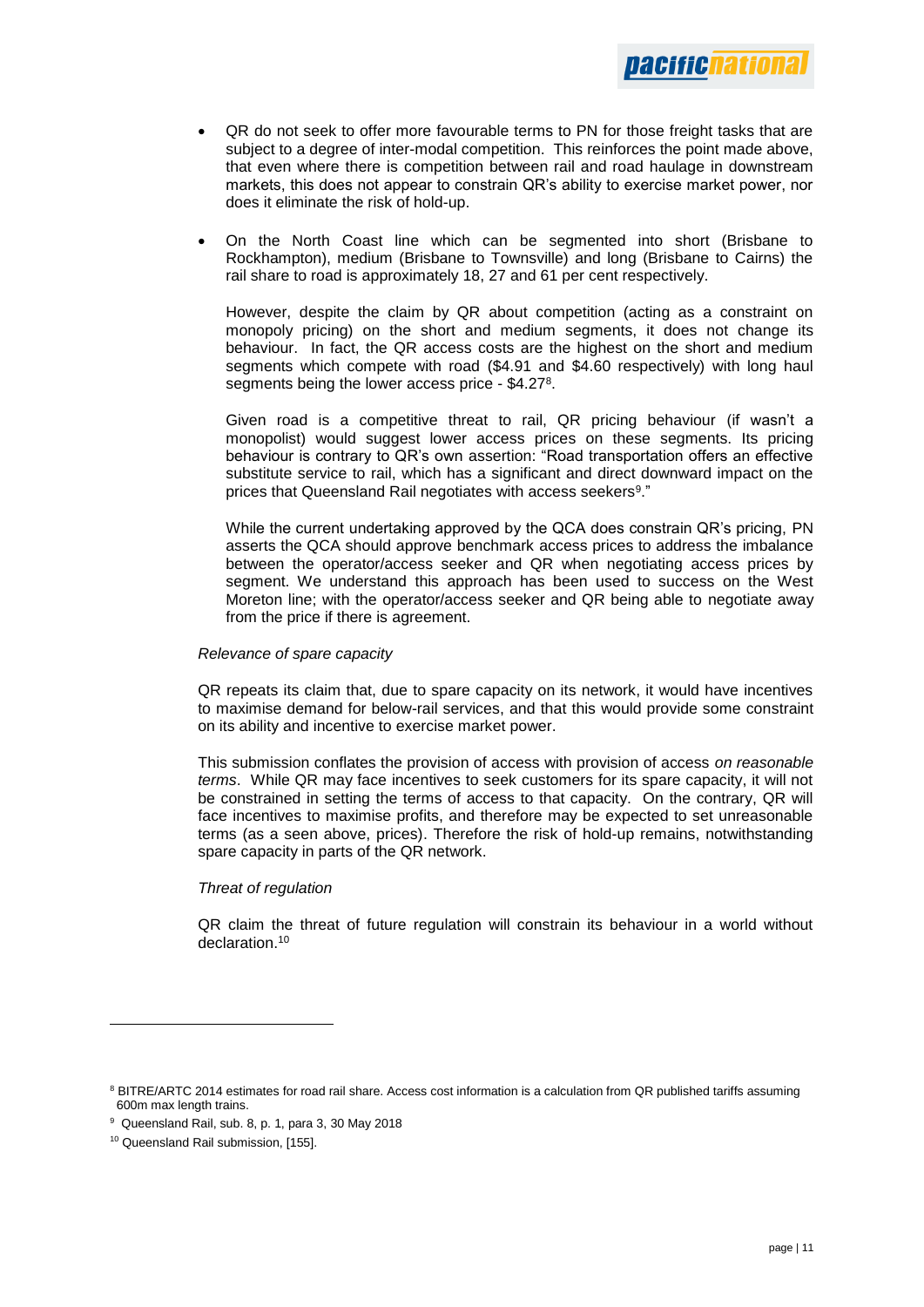- QR do not seek to offer more favourable terms to PN for those freight tasks that are subject to a degree of inter-modal competition. This reinforces the point made above, that even where there is competition between rail and road haulage in downstream markets, this does not appear to constrain QR's ability to exercise market power, nor does it eliminate the risk of hold-up.

- On the North Coast line which can be segmented into short (Brisbane to Rockhampton), medium (Brisbane to Townsville) and long (Brisbane to Cairns) the rail share to road is approximately 18, 27 and 61 per cent respectively.

  However, despite the claim by QR about competition (acting as a constraint on monopoly pricing) on the short and medium segments, it does not change its behaviour. In fact, the QR access costs are the highest on the short and medium segments which compete with road ($4.91 and $4.60 respectively) with long haul segments being the lower access price - $4.27[8].

  Given road is a competitive threat to rail, QR pricing behaviour (if wasn't a monopolist) would suggest lower access prices on these segments. Its pricing behaviour is contrary to QR's own assertion: "Road transportation offers an effective substitute service to rail, which has a significant and direct downward impact on the prices that Queensland Rail negotiates with access seekers[9]."

  While the current undertaking approved by the QCA does constrain QR's pricing, PN asserts the QCA should approve benchmark access prices to address the imbalance between the operator/access seeker and QR when negotiating access prices by segment. We understand this approach has been used to success on the West Moreton line; with the operator/access seeker and QR being able to negotiate away from the price if there is agreement.

*Relevance of spare capacity*

QR repeats its claim that, due to spare capacity on its network, it would have incentives to maximise demand for below-rail services, and that this would provide some constraint on its ability and incentive to exercise market power.

This submission conflates the provision of access with provision of access *on reasonable terms*. While QR may face incentives to seek customers for its spare capacity, it will not be constrained in setting the terms of access to that capacity. On the contrary, QR will face incentives to maximise profits, and therefore may be expected to set unreasonable terms (as a seen above, prices). Therefore the risk of hold-up remains, notwithstanding spare capacity in parts of the QR network.

*Threat of regulation*

QR claim the threat of future regulation will constrain its behaviour in a world without declaration.[10]

---

[8] BITRE/ARTC 2014 estimates for road rail share. Access cost information is a calculation from QR published tariffs assuming 600m max length trains.

[9] Queensland Rail, sub. 8, p. 1, para 3, 30 May 2018

[10] Queensland Rail submission, [155].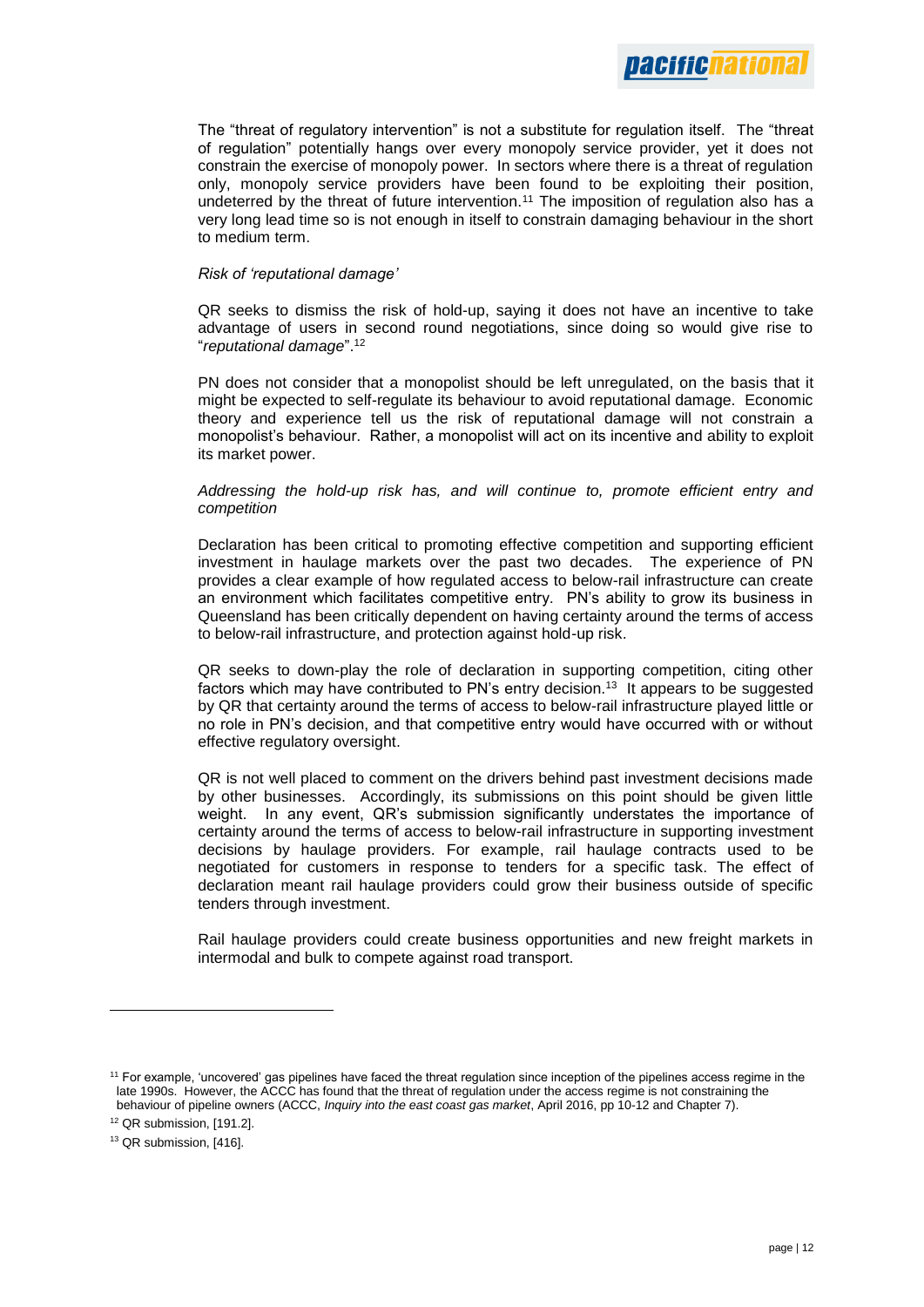The "threat of regulatory intervention" is not a substitute for regulation itself. The "threat of regulation" potentially hangs over every monopoly service provider, yet it does not constrain the exercise of monopoly power. In sectors where there is a threat of regulation only, monopoly service providers have been found to be exploiting their position, undeterred by the threat of future intervention.[11] The imposition of regulation also has a very long lead time so is not enough in itself to constrain damaging behaviour in the short to medium term.

*Risk of 'reputational damage'*

QR seeks to dismiss the risk of hold-up, saying it does not have an incentive to take advantage of users in second round negotiations, since doing so would give rise to "*reputational damage*".[12]

PN does not consider that a monopolist should be left unregulated, on the basis that it might be expected to self-regulate its behaviour to avoid reputational damage. Economic theory and experience tell us the risk of reputational damage will not constrain a monopolist's behaviour. Rather, a monopolist will act on its incentive and ability to exploit its market power.

*Addressing the hold-up risk has, and will continue to, promote efficient entry and competition*

Declaration has been critical to promoting effective competition and supporting efficient investment in haulage markets over the past two decades. The experience of PN provides a clear example of how regulated access to below-rail infrastructure can create an environment which facilitates competitive entry. PN's ability to grow its business in Queensland has been critically dependent on having certainty around the terms of access to below-rail infrastructure, and protection against hold-up risk.

QR seeks to down-play the role of declaration in supporting competition, citing other factors which may have contributed to PN's entry decision.[13] It appears to be suggested by QR that certainty around the terms of access to below-rail infrastructure played little or no role in PN's decision, and that competitive entry would have occurred with or without effective regulatory oversight.

QR is not well placed to comment on the drivers behind past investment decisions made by other businesses. Accordingly, its submissions on this point should be given little weight. In any event, QR's submission significantly understates the importance of certainty around the terms of access to below-rail infrastructure in supporting investment decisions by haulage providers. For example, rail haulage contracts used to be negotiated for customers in response to tenders for a specific task. The effect of declaration meant rail haulage providers could grow their business outside of specific tenders through investment.

Rail haulage providers could create business opportunities and new freight markets in intermodal and bulk to compete against road transport.

---

[11] For example, 'uncovered' gas pipelines have faced the threat regulation since inception of the pipelines access regime in the late 1990s. However, the ACCC has found that the threat of regulation under the access regime is not constraining the behaviour of pipeline owners (ACCC, *Inquiry into the east coast gas market*, April 2016, pp 10-12 and Chapter 7).

[12] QR submission, [191.2].

[13] QR submission, [416].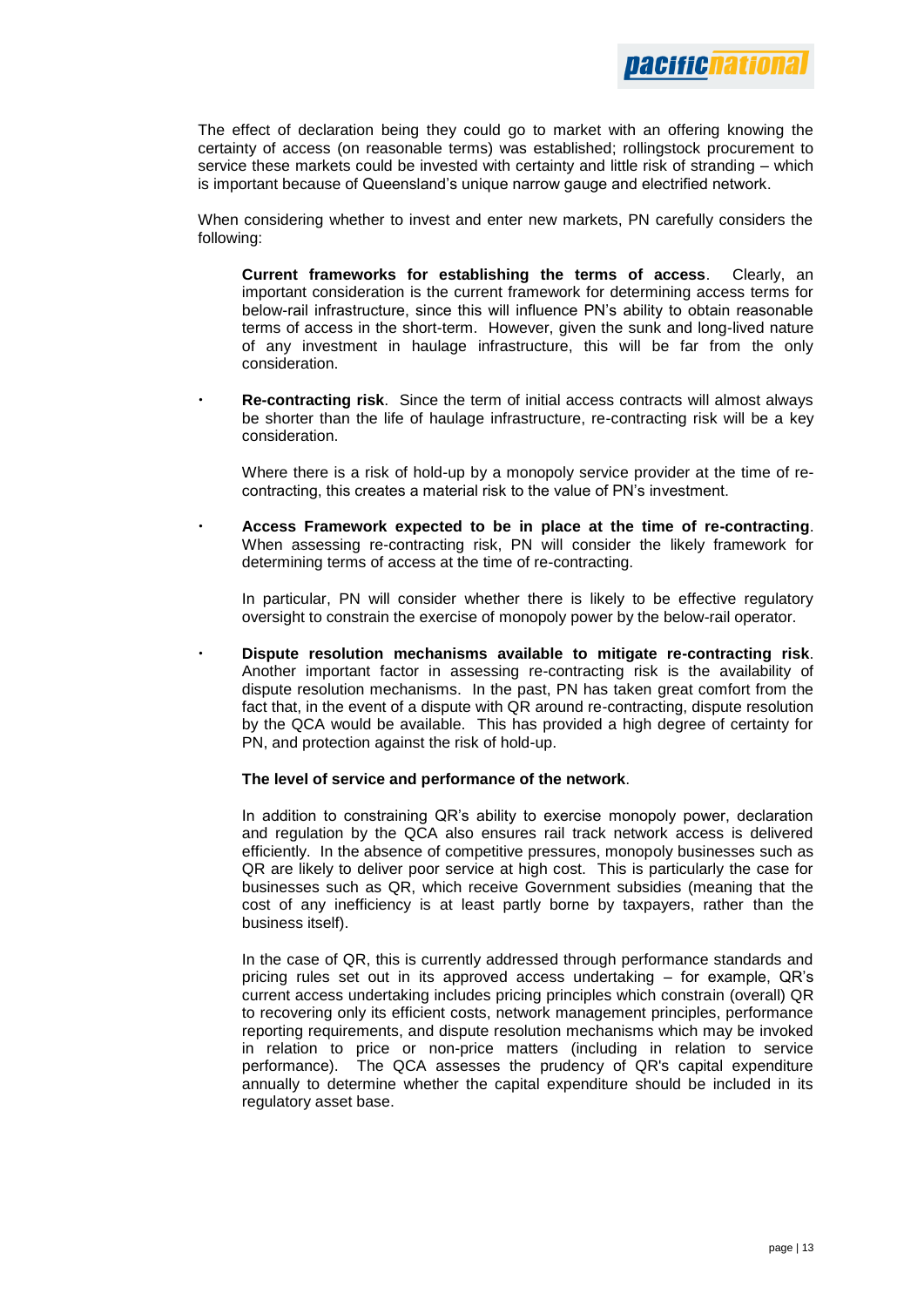The effect of declaration being they could go to market with an offering knowing the certainty of access (on reasonable terms) was established; rollingstock procurement to service these markets could be invested with certainty and little risk of stranding – which is important because of Queensland's unique narrow gauge and electrified network.

When considering whether to invest and enter new markets, PN carefully considers the following:

- **Current frameworks for establishing the terms of access**. Clearly, an important consideration is the current framework for determining access terms for below-rail infrastructure, since this will influence PN's ability to obtain reasonable terms of access in the short-term. However, given the sunk and long-lived nature of any investment in haulage infrastructure, this will be far from the only consideration.

- **Re-contracting risk**. Since the term of initial access contracts will almost always be shorter than the life of haulage infrastructure, re-contracting risk will be a key consideration.

  Where there is a risk of hold-up by a monopoly service provider at the time of re-contracting, this creates a material risk to the value of PN's investment.

- **Access Framework expected to be in place at the time of re-contracting**. When assessing re-contracting risk, PN will consider the likely framework for determining terms of access at the time of re-contracting.

  In particular, PN will consider whether there is likely to be effective regulatory oversight to constrain the exercise of monopoly power by the below-rail operator.

- **Dispute resolution mechanisms available to mitigate re-contracting risk**. Another important factor in assessing re-contracting risk is the availability of dispute resolution mechanisms. In the past, PN has taken great comfort from the fact that, in the event of a dispute with QR around re-contracting, dispute resolution by the QCA would be available. This has provided a high degree of certainty for PN, and protection against the risk of hold-up.

- **The level of service and performance of the network**.

  In addition to constraining QR's ability to exercise monopoly power, declaration and regulation by the QCA also ensures rail track network access is delivered efficiently. In the absence of competitive pressures, monopoly businesses such as QR are likely to deliver poor service at high cost. This is particularly the case for businesses such as QR, which receive Government subsidies (meaning that the cost of any inefficiency is at least partly borne by taxpayers, rather than the business itself).

  In the case of QR, this is currently addressed through performance standards and pricing rules set out in its approved access undertaking – for example, QR's current access undertaking includes pricing principles which constrain (overall) QR to recovering only its efficient costs, network management principles, performance reporting requirements, and dispute resolution mechanisms which may be invoked in relation to price or non-price matters (including in relation to service performance). The QCA assesses the prudency of QR's capital expenditure annually to determine whether the capital expenditure should be included in its regulatory asset base.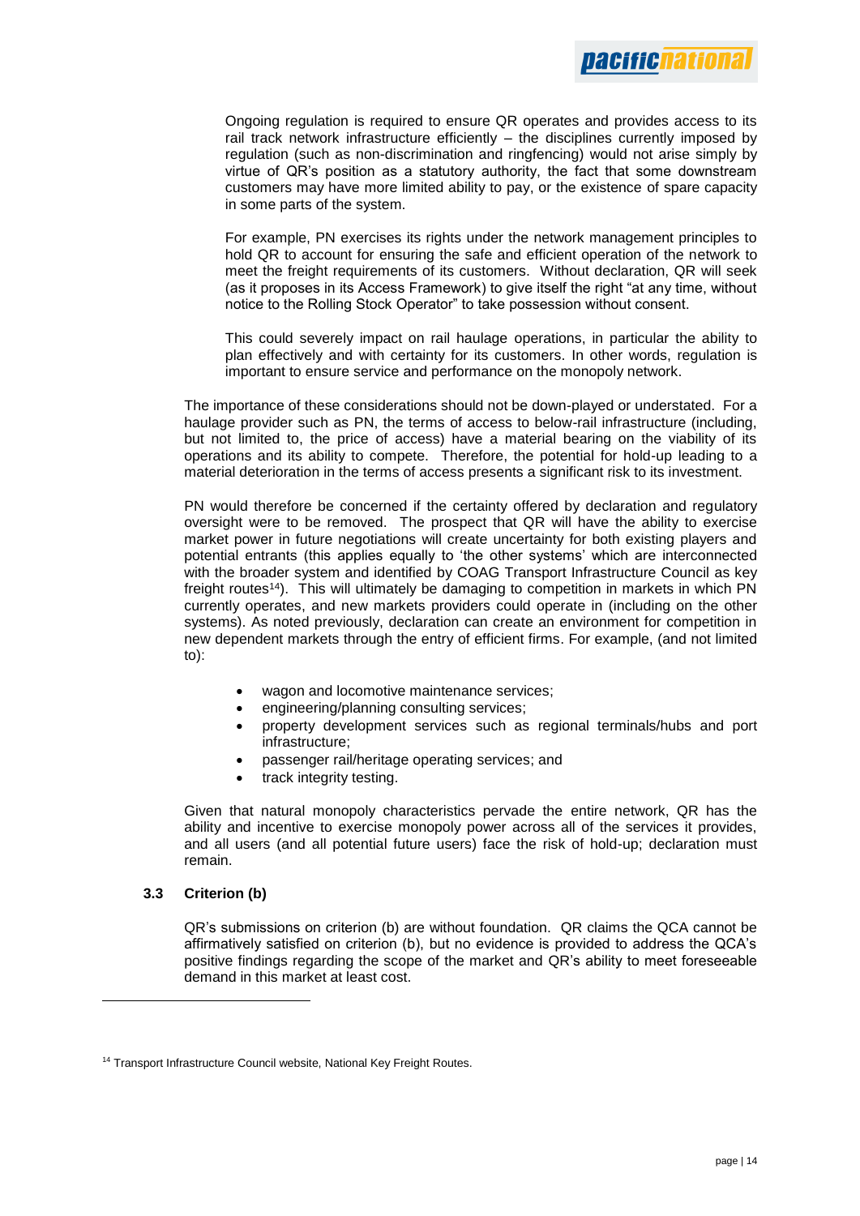Ongoing regulation is required to ensure QR operates and provides access to its rail track network infrastructure efficiently – the disciplines currently imposed by regulation (such as non-discrimination and ringfencing) would not arise simply by virtue of QR's position as a statutory authority, the fact that some downstream customers may have more limited ability to pay, or the existence of spare capacity in some parts of the system.

For example, PN exercises its rights under the network management principles to hold QR to account for ensuring the safe and efficient operation of the network to meet the freight requirements of its customers. Without declaration, QR will seek (as it proposes in its Access Framework) to give itself the right "at any time, without notice to the Rolling Stock Operator" to take possession without consent.

This could severely impact on rail haulage operations, in particular the ability to plan effectively and with certainty for its customers. In other words, regulation is important to ensure service and performance on the monopoly network.

The importance of these considerations should not be down-played or understated. For a haulage provider such as PN, the terms of access to below-rail infrastructure (including, but not limited to, the price of access) have a material bearing on the viability of its operations and its ability to compete. Therefore, the potential for hold-up leading to a material deterioration in the terms of access presents a significant risk to its investment.

PN would therefore be concerned if the certainty offered by declaration and regulatory oversight were to be removed. The prospect that QR will have the ability to exercise market power in future negotiations will create uncertainty for both existing players and potential entrants (this applies equally to 'the other systems' which are interconnected with the broader system and identified by COAG Transport Infrastructure Council as key freight routes[14]). This will ultimately be damaging to competition in markets in which PN currently operates, and new markets providers could operate in (including on the other systems). As noted previously, declaration can create an environment for competition in new dependent markets through the entry of efficient firms. For example, (and not limited to):

- wagon and locomotive maintenance services;
- engineering/planning consulting services;
- property development services such as regional terminals/hubs and port infrastructure;
- passenger rail/heritage operating services; and
- track integrity testing.

Given that natural monopoly characteristics pervade the entire network, QR has the ability and incentive to exercise monopoly power across all of the services it provides, and all users (and all potential future users) face the risk of hold-up; declaration must remain.

### 3.3 Criterion (b)

QR's submissions on criterion (b) are without foundation. QR claims the QCA cannot be affirmatively satisfied on criterion (b), but no evidence is provided to address the QCA's positive findings regarding the scope of the market and QR's ability to meet foreseeable demand in this market at least cost.

---

[14] Transport Infrastructure Council website, National Key Freight Routes.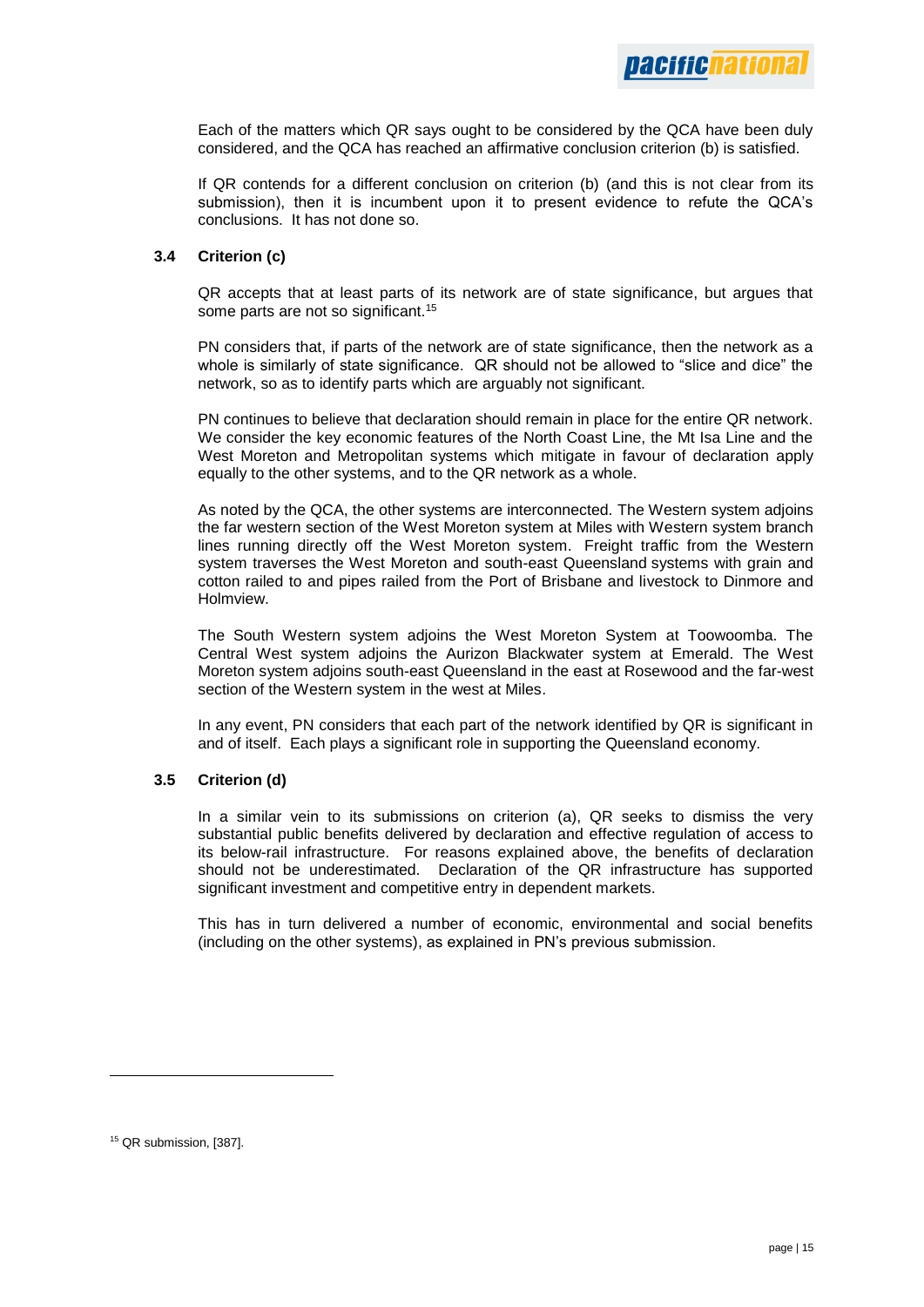Each of the matters which QR says ought to be considered by the QCA have been duly considered, and the QCA has reached an affirmative conclusion criterion (b) is satisfied.

If QR contends for a different conclusion on criterion (b) (and this is not clear from its submission), then it is incumbent upon it to present evidence to refute the QCA's conclusions. It has not done so.

### 3.4 Criterion (c)

QR accepts that at least parts of its network are of state significance, but argues that some parts are not so significant.[15]

PN considers that, if parts of the network are of state significance, then the network as a whole is similarly of state significance. QR should not be allowed to "slice and dice" the network, so as to identify parts which are arguably not significant.

PN continues to believe that declaration should remain in place for the entire QR network. We consider the key economic features of the North Coast Line, the Mt Isa Line and the West Moreton and Metropolitan systems which mitigate in favour of declaration apply equally to the other systems, and to the QR network as a whole.

As noted by the QCA, the other systems are interconnected. The Western system adjoins the far western section of the West Moreton system at Miles with Western system branch lines running directly off the West Moreton system. Freight traffic from the Western system traverses the West Moreton and south-east Queensland systems with grain and cotton railed to and pipes railed from the Port of Brisbane and livestock to Dinmore and Holmview.

The South Western system adjoins the West Moreton System at Toowoomba. The Central West system adjoins the Aurizon Blackwater system at Emerald. The West Moreton system adjoins south-east Queensland in the east at Rosewood and the far-west section of the Western system in the west at Miles.

In any event, PN considers that each part of the network identified by QR is significant in and of itself. Each plays a significant role in supporting the Queensland economy.

### 3.5 Criterion (d)

In a similar vein to its submissions on criterion (a), QR seeks to dismiss the very substantial public benefits delivered by declaration and effective regulation of access to its below-rail infrastructure. For reasons explained above, the benefits of declaration should not be underestimated. Declaration of the QR infrastructure has supported significant investment and competitive entry in dependent markets.

This has in turn delivered a number of economic, environmental and social benefits (including on the other systems), as explained in PN's previous submission.

---

[15] QR submission, [387].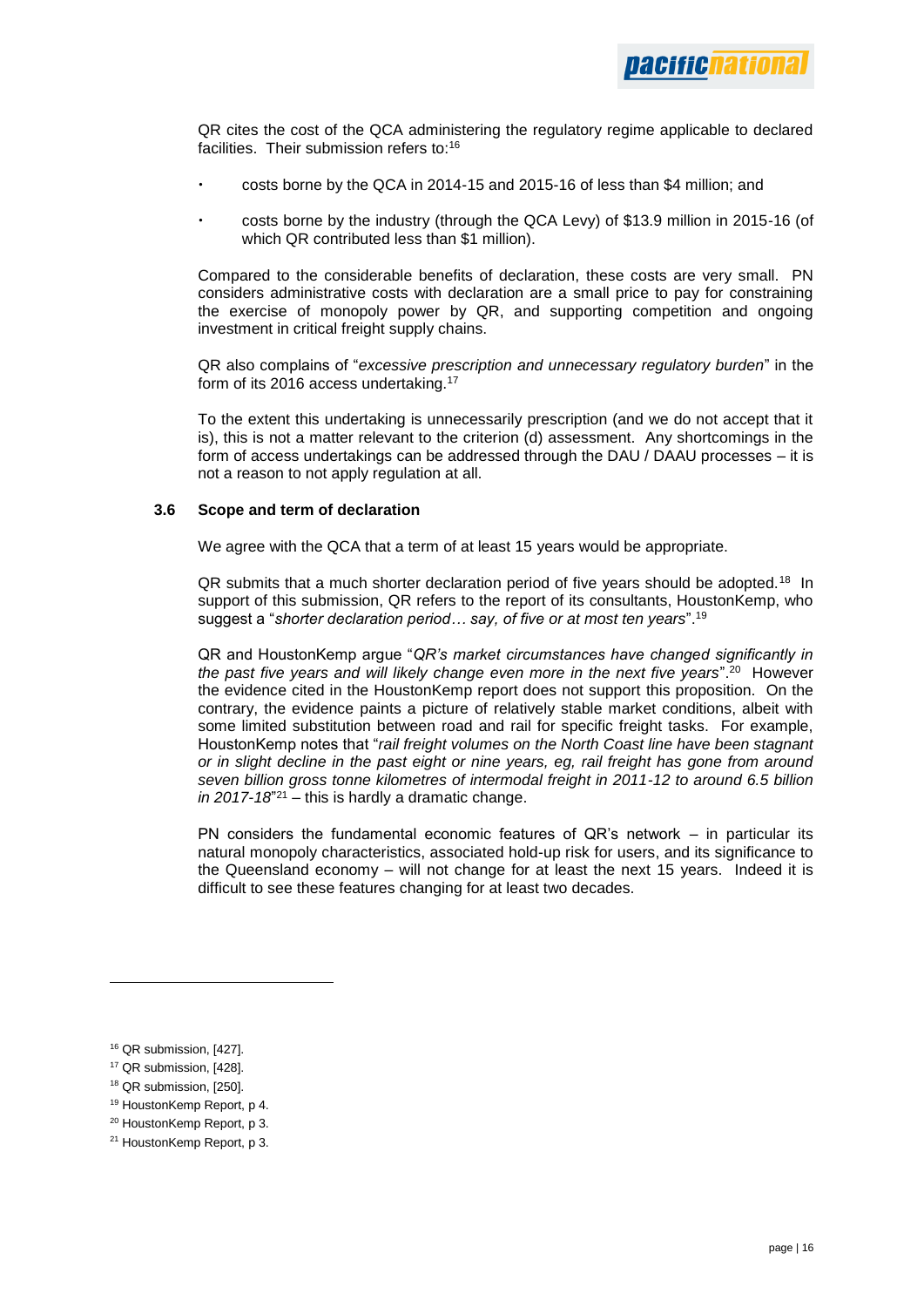QR cites the cost of the QCA administering the regulatory regime applicable to declared facilities. Their submission refers to:[16]

- costs borne by the QCA in 2014-15 and 2015-16 of less than $4 million; and
- costs borne by the industry (through the QCA Levy) of $13.9 million in 2015-16 (of which QR contributed less than $1 million).

Compared to the considerable benefits of declaration, these costs are very small. PN considers administrative costs with declaration are a small price to pay for constraining the exercise of monopoly power by QR, and supporting competition and ongoing investment in critical freight supply chains.

QR also complains of "*excessive prescription and unnecessary regulatory burden*" in the form of its 2016 access undertaking.[17]

To the extent this undertaking is unnecessarily prescription (and we do not accept that it is), this is not a matter relevant to the criterion (d) assessment. Any shortcomings in the form of access undertakings can be addressed through the DAU / DAAU processes – it is not a reason to not apply regulation at all.

### 3.6 Scope and term of declaration

We agree with the QCA that a term of at least 15 years would be appropriate.

QR submits that a much shorter declaration period of five years should be adopted.[18] In support of this submission, QR refers to the report of its consultants, HoustonKemp, who suggest a "*shorter declaration period… say, of five or at most ten years*".[19]

QR and HoustonKemp argue "*QR's market circumstances have changed significantly in the past five years and will likely change even more in the next five years*".[20] However the evidence cited in the HoustonKemp report does not support this proposition. On the contrary, the evidence paints a picture of relatively stable market conditions, albeit with some limited substitution between road and rail for specific freight tasks. For example, HoustonKemp notes that "*rail freight volumes on the North Coast line have been stagnant or in slight decline in the past eight or nine years, eg, rail freight has gone from around seven billion gross tonne kilometres of intermodal freight in 2011-12 to around 6.5 billion in 2017-18*"[21] – this is hardly a dramatic change.

PN considers the fundamental economic features of QR's network – in particular its natural monopoly characteristics, associated hold-up risk for users, and its significance to the Queensland economy – will not change for at least the next 15 years. Indeed it is difficult to see these features changing for at least two decades.

---

[16] QR submission, [427].

[17] QR submission, [428].

[18] QR submission, [250].

[19] HoustonKemp Report, p 4.

[20] HoustonKemp Report, p 3.

[21] HoustonKemp Report, p 3.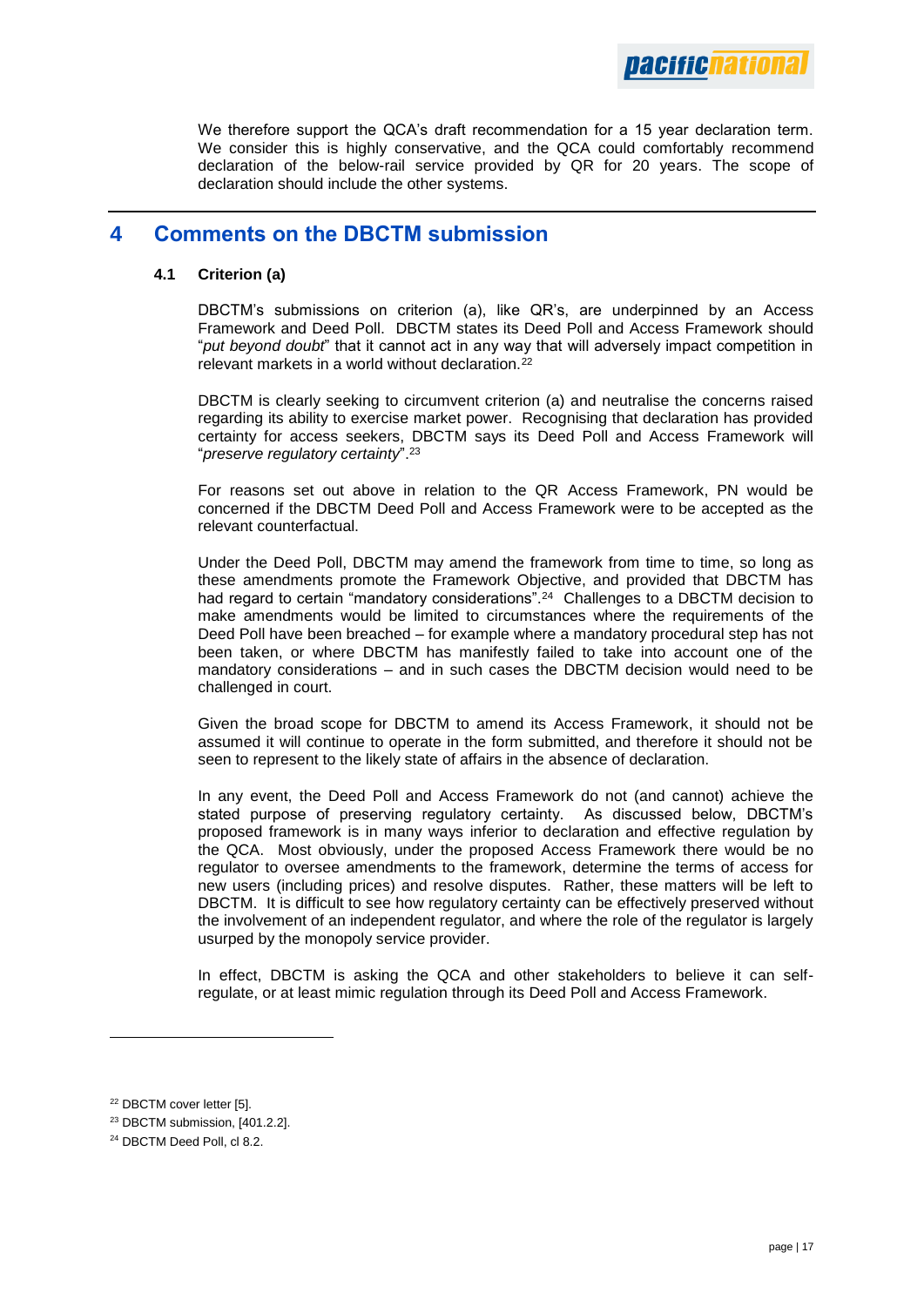We therefore support the QCA's draft recommendation for a 15 year declaration term. We consider this is highly conservative, and the QCA could comfortably recommend declaration of the below-rail service provided by QR for 20 years. The scope of declaration should include the other systems.

# 4 Comments on the DBCTM submission

## 4.1 Criterion (a)

DBCTM's submissions on criterion (a), like QR's, are underpinned by an Access Framework and Deed Poll. DBCTM states its Deed Poll and Access Framework should "*put beyond doubt*" that it cannot act in any way that will adversely impact competition in relevant markets in a world without declaration.[22]

DBCTM is clearly seeking to circumvent criterion (a) and neutralise the concerns raised regarding its ability to exercise market power. Recognising that declaration has provided certainty for access seekers, DBCTM says its Deed Poll and Access Framework will "*preserve regulatory certainty*".[23]

For reasons set out above in relation to the QR Access Framework, PN would be concerned if the DBCTM Deed Poll and Access Framework were to be accepted as the relevant counterfactual.

Under the Deed Poll, DBCTM may amend the framework from time to time, so long as these amendments promote the Framework Objective, and provided that DBCTM has had regard to certain "mandatory considerations".[24] Challenges to a DBCTM decision to make amendments would be limited to circumstances where the requirements of the Deed Poll have been breached – for example where a mandatory procedural step has not been taken, or where DBCTM has manifestly failed to take into account one of the mandatory considerations – and in such cases the DBCTM decision would need to be challenged in court.

Given the broad scope for DBCTM to amend its Access Framework, it should not be assumed it will continue to operate in the form submitted, and therefore it should not be seen to represent to the likely state of affairs in the absence of declaration.

In any event, the Deed Poll and Access Framework do not (and cannot) achieve the stated purpose of preserving regulatory certainty. As discussed below, DBCTM's proposed framework is in many ways inferior to declaration and effective regulation by the QCA. Most obviously, under the proposed Access Framework there would be no regulator to oversee amendments to the framework, determine the terms of access for new users (including prices) and resolve disputes. Rather, these matters will be left to DBCTM. It is difficult to see how regulatory certainty can be effectively preserved without the involvement of an independent regulator, and where the role of the regulator is largely usurped by the monopoly service provider.

In effect, DBCTM is asking the QCA and other stakeholders to believe it can self-regulate, or at least mimic regulation through its Deed Poll and Access Framework.

---

[22] DBCTM cover letter [5].

[23] DBCTM submission, [401.2.2].

[24] DBCTM Deed Poll, cl 8.2.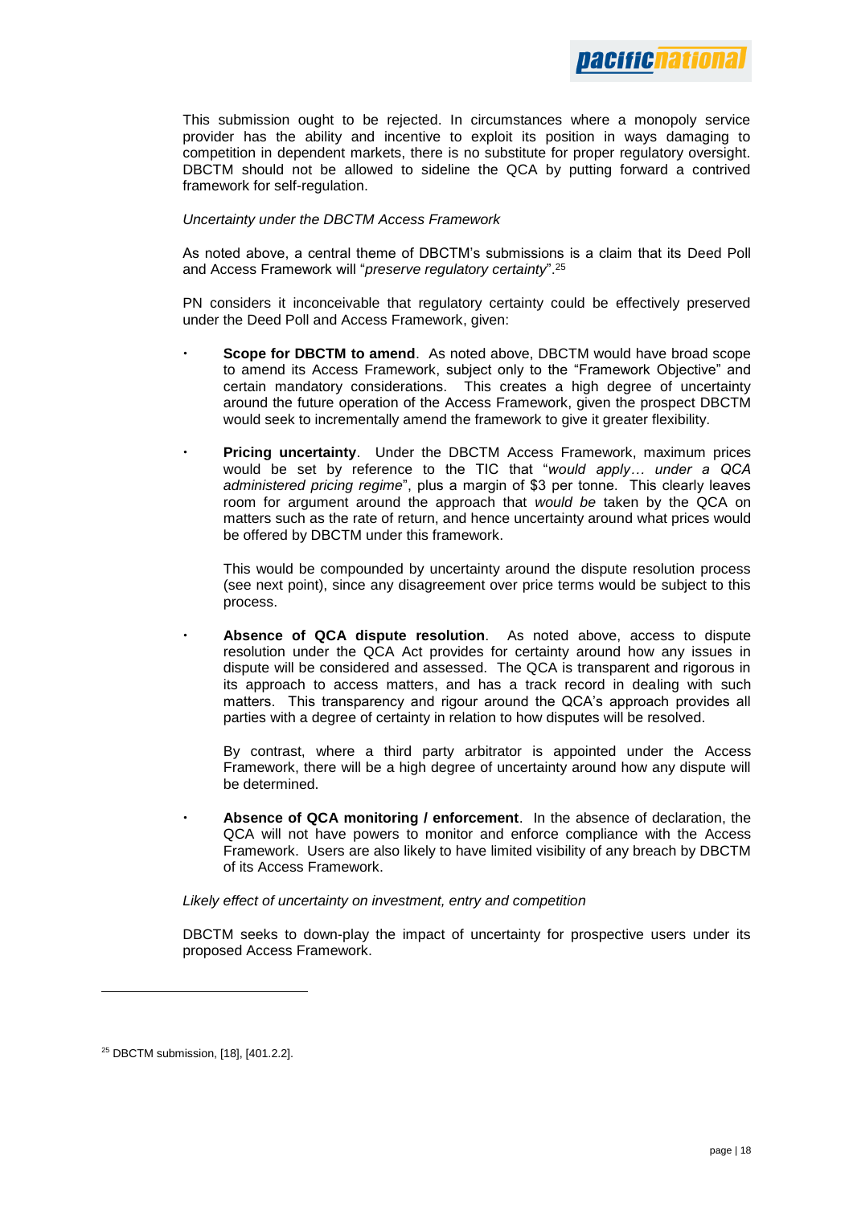This submission ought to be rejected. In circumstances where a monopoly service provider has the ability and incentive to exploit its position in ways damaging to competition in dependent markets, there is no substitute for proper regulatory oversight. DBCTM should not be allowed to sideline the QCA by putting forward a contrived framework for self-regulation.

*Uncertainty under the DBCTM Access Framework*

As noted above, a central theme of DBCTM's submissions is a claim that its Deed Poll and Access Framework will "*preserve regulatory certainty*".[25]

PN considers it inconceivable that regulatory certainty could be effectively preserved under the Deed Poll and Access Framework, given:

- **Scope for DBCTM to amend**. As noted above, DBCTM would have broad scope to amend its Access Framework, subject only to the "Framework Objective" and certain mandatory considerations. This creates a high degree of uncertainty around the future operation of the Access Framework, given the prospect DBCTM would seek to incrementally amend the framework to give it greater flexibility.

- **Pricing uncertainty**. Under the DBCTM Access Framework, maximum prices would be set by reference to the TIC that "*would apply… under a QCA administered pricing regime*", plus a margin of $3 per tonne. This clearly leaves room for argument around the approach that *would be* taken by the QCA on matters such as the rate of return, and hence uncertainty around what prices would be offered by DBCTM under this framework.

  This would be compounded by uncertainty around the dispute resolution process (see next point), since any disagreement over price terms would be subject to this process.

- **Absence of QCA dispute resolution**. As noted above, access to dispute resolution under the QCA Act provides for certainty around how any issues in dispute will be considered and assessed. The QCA is transparent and rigorous in its approach to access matters, and has a track record in dealing with such matters. This transparency and rigour around the QCA's approach provides all parties with a degree of certainty in relation to how disputes will be resolved.

  By contrast, where a third party arbitrator is appointed under the Access Framework, there will be a high degree of uncertainty around how any dispute will be determined.

- **Absence of QCA monitoring / enforcement**. In the absence of declaration, the QCA will not have powers to monitor and enforce compliance with the Access Framework. Users are also likely to have limited visibility of any breach by DBCTM of its Access Framework.

*Likely effect of uncertainty on investment, entry and competition*

DBCTM seeks to down-play the impact of uncertainty for prospective users under its proposed Access Framework.

---

[25] DBCTM submission, [18], [401.2.2].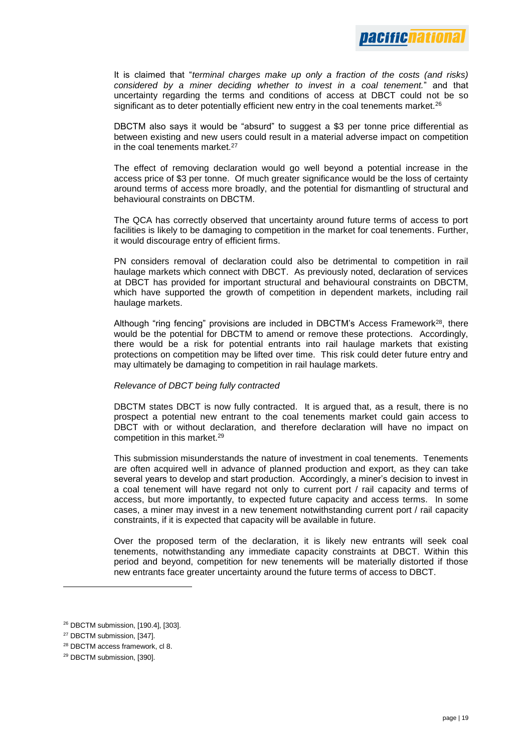It is claimed that "*terminal charges make up only a fraction of the costs (and risks) considered by a miner deciding whether to invest in a coal tenement.*" and that uncertainty regarding the terms and conditions of access at DBCT could not be so significant as to deter potentially efficient new entry in the coal tenements market.[26]

DBCTM also says it would be "absurd" to suggest a $3 per tonne price differential as between existing and new users could result in a material adverse impact on competition in the coal tenements market.[27]

The effect of removing declaration would go well beyond a potential increase in the access price of $3 per tonne. Of much greater significance would be the loss of certainty around terms of access more broadly, and the potential for dismantling of structural and behavioural constraints on DBCTM.

The QCA has correctly observed that uncertainty around future terms of access to port facilities is likely to be damaging to competition in the market for coal tenements. Further, it would discourage entry of efficient firms.

PN considers removal of declaration could also be detrimental to competition in rail haulage markets which connect with DBCT. As previously noted, declaration of services at DBCT has provided for important structural and behavioural constraints on DBCTM, which have supported the growth of competition in dependent markets, including rail haulage markets.

Although "ring fencing" provisions are included in DBCTM's Access Framework[28], there would be the potential for DBCTM to amend or remove these protections. Accordingly, there would be a risk for potential entrants into rail haulage markets that existing protections on competition may be lifted over time. This risk could deter future entry and may ultimately be damaging to competition in rail haulage markets.

*Relevance of DBCT being fully contracted*

DBCTM states DBCT is now fully contracted. It is argued that, as a result, there is no prospect a potential new entrant to the coal tenements market could gain access to DBCT with or without declaration, and therefore declaration will have no impact on competition in this market.[29]

This submission misunderstands the nature of investment in coal tenements. Tenements are often acquired well in advance of planned production and export, as they can take several years to develop and start production. Accordingly, a miner's decision to invest in a coal tenement will have regard not only to current port / rail capacity and terms of access, but more importantly, to expected future capacity and access terms. In some cases, a miner may invest in a new tenement notwithstanding current port / rail capacity constraints, if it is expected that capacity will be available in future.

Over the proposed term of the declaration, it is likely new entrants will seek coal tenements, notwithstanding any immediate capacity constraints at DBCT. Within this period and beyond, competition for new tenements will be materially distorted if those new entrants face greater uncertainty around the future terms of access to DBCT.

---

[26] DBCTM submission, [190.4], [303].

[27] DBCTM submission, [347].

[28] DBCTM access framework, cl 8.

[29] DBCTM submission, [390].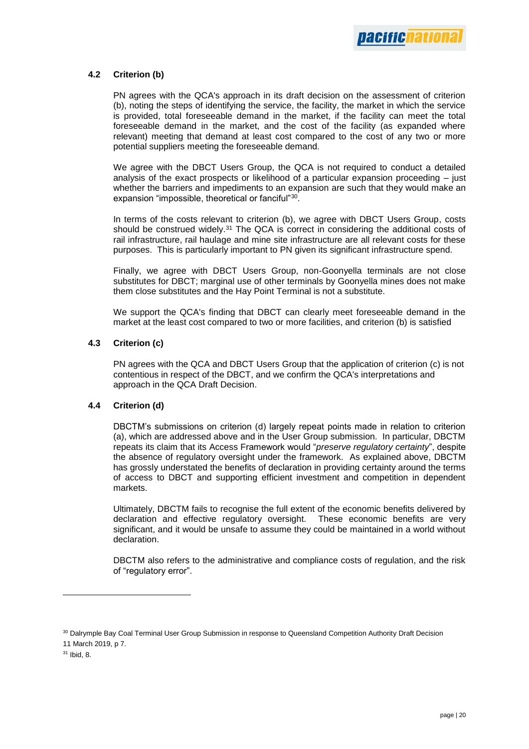### 4.2 Criterion (b)

PN agrees with the QCA's approach in its draft decision on the assessment of criterion (b), noting the steps of identifying the service, the facility, the market in which the service is provided, total foreseeable demand in the market, if the facility can meet the total foreseeable demand in the market, and the cost of the facility (as expanded where relevant) meeting that demand at least cost compared to the cost of any two or more potential suppliers meeting the foreseeable demand.

We agree with the DBCT Users Group, the QCA is not required to conduct a detailed analysis of the exact prospects or likelihood of a particular expansion proceeding – just whether the barriers and impediments to an expansion are such that they would make an expansion "impossible, theoretical or fanciful"[30].

In terms of the costs relevant to criterion (b), we agree with DBCT Users Group, costs should be construed widely.[31] The QCA is correct in considering the additional costs of rail infrastructure, rail haulage and mine site infrastructure are all relevant costs for these purposes. This is particularly important to PN given its significant infrastructure spend.

Finally, we agree with DBCT Users Group, non-Goonyella terminals are not close substitutes for DBCT; marginal use of other terminals by Goonyella mines does not make them close substitutes and the Hay Point Terminal is not a substitute.

We support the QCA's finding that DBCT can clearly meet foreseeable demand in the market at the least cost compared to two or more facilities, and criterion (b) is satisfied

### 4.3 Criterion (c)

PN agrees with the QCA and DBCT Users Group that the application of criterion (c) is not contentious in respect of the DBCT, and we confirm the QCA's interpretations and approach in the QCA Draft Decision.

### 4.4 Criterion (d)

DBCTM's submissions on criterion (d) largely repeat points made in relation to criterion (a), which are addressed above and in the User Group submission. In particular, DBCTM repeats its claim that its Access Framework would "*preserve regulatory certainty*", despite the absence of regulatory oversight under the framework. As explained above, DBCTM has grossly understated the benefits of declaration in providing certainty around the terms of access to DBCT and supporting efficient investment and competition in dependent markets.

Ultimately, DBCTM fails to recognise the full extent of the economic benefits delivered by declaration and effective regulatory oversight. These economic benefits are very significant, and it would be unsafe to assume they could be maintained in a world without declaration.

DBCTM also refers to the administrative and compliance costs of regulation, and the risk of "regulatory error".

---

[30] Dalrymple Bay Coal Terminal User Group Submission in response to Queensland Competition Authority Draft Decision 11 March 2019, p 7.

[31] Ibid, 8.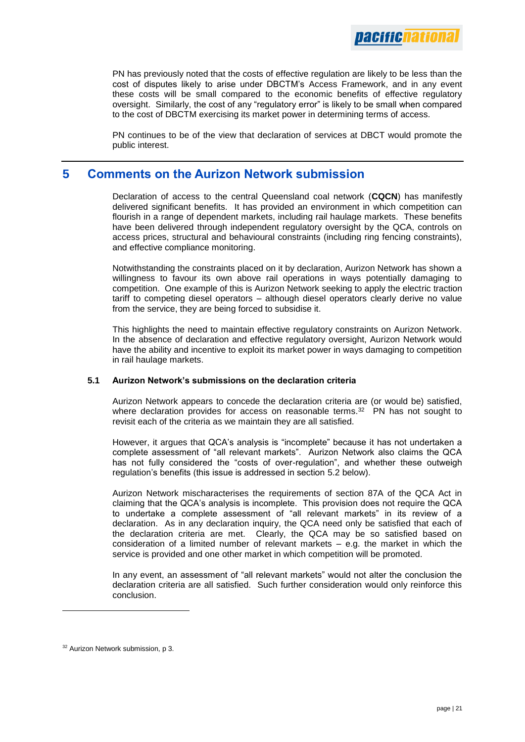PN has previously noted that the costs of effective regulation are likely to be less than the cost of disputes likely to arise under DBCTM's Access Framework, and in any event these costs will be small compared to the economic benefits of effective regulatory oversight. Similarly, the cost of any "regulatory error" is likely to be small when compared to the cost of DBCTM exercising its market power in determining terms of access.

PN continues to be of the view that declaration of services at DBCT would promote the public interest.

# 5 Comments on the Aurizon Network submission

Declaration of access to the central Queensland coal network (**CQCN**) has manifestly delivered significant benefits. It has provided an environment in which competition can flourish in a range of dependent markets, including rail haulage markets. These benefits have been delivered through independent regulatory oversight by the QCA, controls on access prices, structural and behavioural constraints (including ring fencing constraints), and effective compliance monitoring.

Notwithstanding the constraints placed on it by declaration, Aurizon Network has shown a willingness to favour its own above rail operations in ways potentially damaging to competition. One example of this is Aurizon Network seeking to apply the electric traction tariff to competing diesel operators – although diesel operators clearly derive no value from the service, they are being forced to subsidise it.

This highlights the need to maintain effective regulatory constraints on Aurizon Network. In the absence of declaration and effective regulatory oversight, Aurizon Network would have the ability and incentive to exploit its market power in ways damaging to competition in rail haulage markets.

## 5.1 Aurizon Network's submissions on the declaration criteria

Aurizon Network appears to concede the declaration criteria are (or would be) satisfied, where declaration provides for access on reasonable terms.[32] PN has not sought to revisit each of the criteria as we maintain they are all satisfied.

However, it argues that QCA's analysis is "incomplete" because it has not undertaken a complete assessment of "all relevant markets". Aurizon Network also claims the QCA has not fully considered the "costs of over-regulation", and whether these outweigh regulation's benefits (this issue is addressed in section 5.2 below).

Aurizon Network mischaracterises the requirements of section 87A of the QCA Act in claiming that the QCA's analysis is incomplete. This provision does not require the QCA to undertake a complete assessment of "all relevant markets" in its review of a declaration. As in any declaration inquiry, the QCA need only be satisfied that each of the declaration criteria are met. Clearly, the QCA may be so satisfied based on consideration of a limited number of relevant markets – e.g. the market in which the service is provided and one other market in which competition will be promoted.

In any event, an assessment of "all relevant markets" would not alter the conclusion the declaration criteria are all satisfied. Such further consideration would only reinforce this conclusion.

---

[32] Aurizon Network submission, p 3.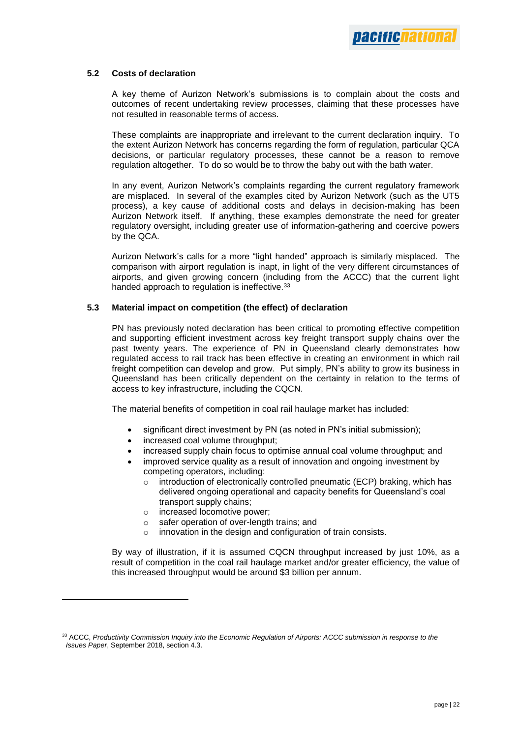### 5.2 Costs of declaration

A key theme of Aurizon Network's submissions is to complain about the costs and outcomes of recent undertaking review processes, claiming that these processes have not resulted in reasonable terms of access.

These complaints are inappropriate and irrelevant to the current declaration inquiry. To the extent Aurizon Network has concerns regarding the form of regulation, particular QCA decisions, or particular regulatory processes, these cannot be a reason to remove regulation altogether. To do so would be to throw the baby out with the bath water.

In any event, Aurizon Network's complaints regarding the current regulatory framework are misplaced. In several of the examples cited by Aurizon Network (such as the UT5 process), a key cause of additional costs and delays in decision-making has been Aurizon Network itself. If anything, these examples demonstrate the need for greater regulatory oversight, including greater use of information-gathering and coercive powers by the QCA.

Aurizon Network's calls for a more "light handed" approach is similarly misplaced. The comparison with airport regulation is inapt, in light of the very different circumstances of airports, and given growing concern (including from the ACCC) that the current light handed approach to regulation is ineffective.[33]

### 5.3 Material impact on competition (the effect) of declaration

PN has previously noted declaration has been critical to promoting effective competition and supporting efficient investment across key freight transport supply chains over the past twenty years. The experience of PN in Queensland clearly demonstrates how regulated access to rail track has been effective in creating an environment in which rail freight competition can develop and grow. Put simply, PN's ability to grow its business in Queensland has been critically dependent on the certainty in relation to the terms of access to key infrastructure, including the CQCN.

The material benefits of competition in coal rail haulage market has included:

- significant direct investment by PN (as noted in PN's initial submission);
- increased coal volume throughput;
- increased supply chain focus to optimise annual coal volume throughput; and
- improved service quality as a result of innovation and ongoing investment by competing operators, including:
  - introduction of electronically controlled pneumatic (ECP) braking, which has delivered ongoing operational and capacity benefits for Queensland's coal transport supply chains;
  - increased locomotive power;
  - safer operation of over-length trains; and
  - innovation in the design and configuration of train consists.

By way of illustration, if it is assumed CQCN throughput increased by just 10%, as a result of competition in the coal rail haulage market and/or greater efficiency, the value of this increased throughput would be around $3 billion per annum.

---

[33] ACCC, *Productivity Commission Inquiry into the Economic Regulation of Airports: ACCC submission in response to the Issues Paper*, September 2018, section 4.3.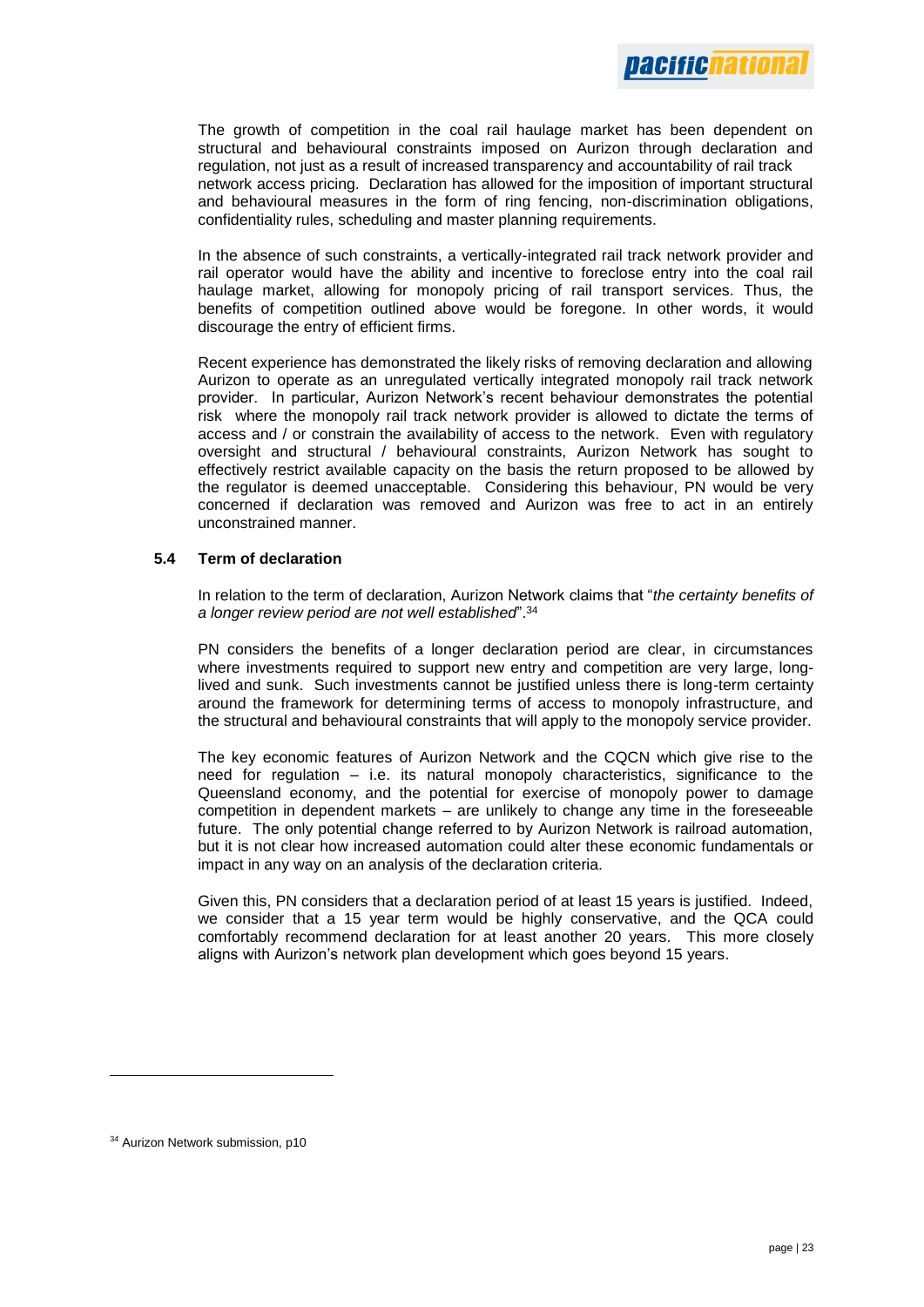The growth of competition in the coal rail haulage market has been dependent on structural and behavioural constraints imposed on Aurizon through declaration and regulation, not just as a result of increased transparency and accountability of rail track network access pricing. Declaration has allowed for the imposition of important structural and behavioural measures in the form of ring fencing, non-discrimination obligations, confidentiality rules, scheduling and master planning requirements.

In the absence of such constraints, a vertically-integrated rail track network provider and rail operator would have the ability and incentive to foreclose entry into the coal rail haulage market, allowing for monopoly pricing of rail transport services. Thus, the benefits of competition outlined above would be foregone. In other words, it would discourage the entry of efficient firms.

Recent experience has demonstrated the likely risks of removing declaration and allowing Aurizon to operate as an unregulated vertically integrated monopoly rail track network provider. In particular, Aurizon Network's recent behaviour demonstrates the potential risk where the monopoly rail track network provider is allowed to dictate the terms of access and / or constrain the availability of access to the network. Even with regulatory oversight and structural / behavioural constraints, Aurizon Network has sought to effectively restrict available capacity on the basis the return proposed to be allowed by the regulator is deemed unacceptable. Considering this behaviour, PN would be very concerned if declaration was removed and Aurizon was free to act in an entirely unconstrained manner.

### 5.4 Term of declaration

In relation to the term of declaration, Aurizon Network claims that "*the certainty benefits of a longer review period are not well established*".[34]

PN considers the benefits of a longer declaration period are clear, in circumstances where investments required to support new entry and competition are very large, long-lived and sunk. Such investments cannot be justified unless there is long-term certainty around the framework for determining terms of access to monopoly infrastructure, and the structural and behavioural constraints that will apply to the monopoly service provider.

The key economic features of Aurizon Network and the CQCN which give rise to the need for regulation – i.e. its natural monopoly characteristics, significance to the Queensland economy, and the potential for exercise of monopoly power to damage competition in dependent markets – are unlikely to change any time in the foreseeable future. The only potential change referred to by Aurizon Network is railroad automation, but it is not clear how increased automation could alter these economic fundamentals or impact in any way on an analysis of the declaration criteria.

Given this, PN considers that a declaration period of at least 15 years is justified. Indeed, we consider that a 15 year term would be highly conservative, and the QCA could comfortably recommend declaration for at least another 20 years. This more closely aligns with Aurizon's network plan development which goes beyond 15 years.

[34] Aurizon Network submission, p10